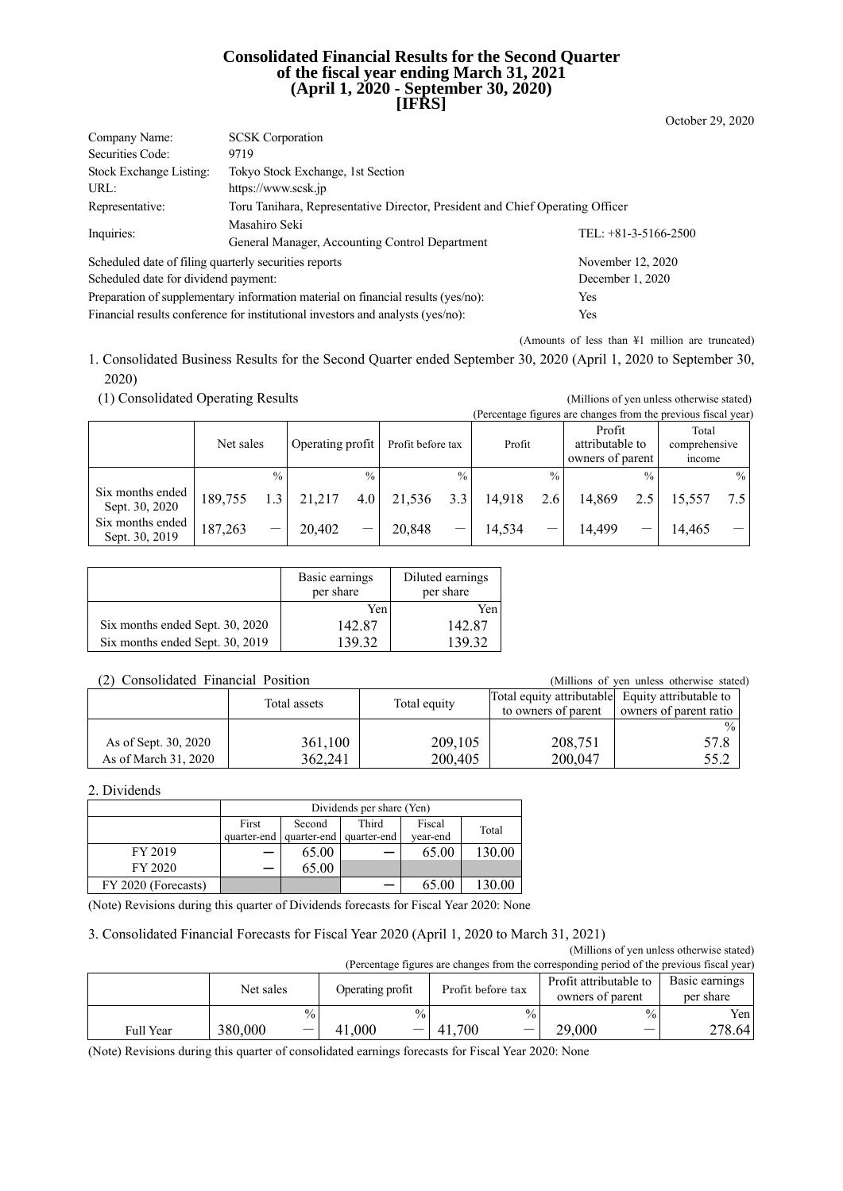# Consolidated Financial Results for the Second Quarter of the fiscal year ending March 31, 2021 (April 1, 2020 - September 30, 2020) [IFRS]

October 29, 2020

| | | |
|---|---|---|
| Company Name: | SCSK Corporation | |
| Securities Code: | 9719 | |
| Stock Exchange Listing: | Tokyo Stock Exchange, 1st Section | |
| URL: | https://www.scsk.jp | |
| Representative: | Toru Tanihara, Representative Director, President and Chief Operating Officer | |
| Inquiries: | Masahiro Seki<br>General Manager, Accounting Control Department | TEL: +81-3-5166-2500 |

| | |
|---|---|
| Scheduled date of filing quarterly securities reports | November 12, 2020 |
| Scheduled date for dividend payment: | December 1, 2020 |
| Preparation of supplementary information material on financial results (yes/no): | Yes |
| Financial results conference for institutional investors and analysts (yes/no): | Yes |

(Amounts of less than ¥1 million are truncated)

1. Consolidated Business Results for the Second Quarter ended September 30, 2020 (April 1, 2020 to September 30, 2020)

(1) Consolidated Operating Results

(Millions of yen unless otherwise stated)
(Percentage figures are changes from the previous fiscal year)

| | Net sales | | Operating profit | | Profit before tax | | Profit | | Profit attributable to owners of parent | | Total comprehensive income | |
|---|---|---|---|---|---|---|---|---|---|---|---|---|
| | | % | | % | | % | | % | | % | | % |
| Six months ended Sept. 30, 2020 | 189,755 | 1.3 | 21,217 | 4.0 | 21,536 | 3.3 | 14,918 | 2.6 | 14,869 | 2.5 | 15,557 | 7.5 |
| Six months ended Sept. 30, 2019 | 187,263 | — | 20,402 | — | 20,848 | — | 14,534 | — | 14,499 | — | 14,465 | — |

| | Basic earnings per share | Diluted earnings per share |
|---|---|---|
| | Yen | Yen |
| Six months ended Sept. 30, 2020 | 142.87 | 142.87 |
| Six months ended Sept. 30, 2019 | 139.32 | 139.32 |

(2) Consolidated Financial Position

(Millions of yen unless otherwise stated)

| | Total assets | Total equity | Total equity attributable to owners of parent | Equity attributable to owners of parent ratio |
|---|---|---|---|---|
| | | | | % |
| As of Sept. 30, 2020 | 361,100 | 209,105 | 208,751 | 57.8 |
| As of March 31, 2020 | 362,241 | 200,405 | 200,047 | 55.2 |

2. Dividends

| | Dividends per share (Yen) | | | | |
|---|---|---|---|---|---|
| | First quarter-end | Second quarter-end | Third quarter-end | Fiscal year-end | Total |
| FY 2019 | — | 65.00 | — | 65.00 | 130.00 |
| FY 2020 | — | 65.00 | | | |
| FY 2020 (Forecasts) | | | — | 65.00 | 130.00 |

(Note) Revisions during this quarter of Dividends forecasts for Fiscal Year 2020: None

3. Consolidated Financial Forecasts for Fiscal Year 2020 (April 1, 2020 to March 31, 2021)

(Millions of yen unless otherwise stated)
(Percentage figures are changes from the corresponding period of the previous fiscal year)

| | Net sales | | Operating profit | | Profit before tax | | Profit attributable to owners of parent | | Basic earnings per share |
|---|---|---|---|---|---|---|---|---|---|
| | | % | | % | | % | | % | Yen |
| Full Year | 380,000 | — | 41,000 | — | 41,700 | — | 29,000 | — | 278.64 |

(Note) Revisions during this quarter of consolidated earnings forecasts for Fiscal Year 2020: None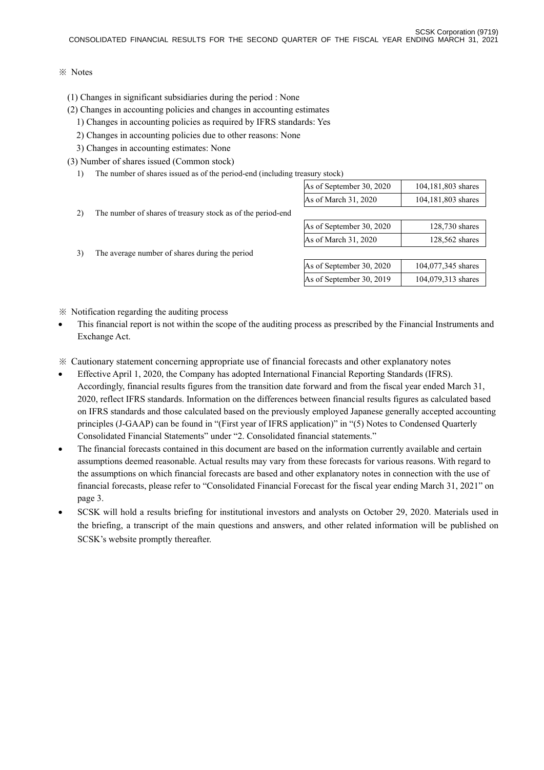※ Notes

(1) Changes in significant subsidiaries during the period : None

(2) Changes in accounting policies and changes in accounting estimates

1) Changes in accounting policies as required by IFRS standards: Yes

2) Changes in accounting policies due to other reasons: None

3) Changes in accounting estimates: None

(3) Number of shares issued (Common stock)

1) The number of shares issued as of the period-end (including treasury stock)

| | |
|---|---|
| As of September 30, 2020 | 104,181,803 shares |
| As of March 31, 2020 | 104,181,803 shares |

2) The number of shares of treasury stock as of the period-end

| | |
|---|---|
| As of September 30, 2020 | 128,730 shares |
| As of March 31, 2020 | 128,562 shares |

3) The average number of shares during the period

| | |
|---|---|
| As of September 30, 2020 | 104,077,345 shares |
| As of September 30, 2019 | 104,079,313 shares |

※ Notification regarding the auditing process

- This financial report is not within the scope of the auditing process as prescribed by the Financial Instruments and Exchange Act.

※ Cautionary statement concerning appropriate use of financial forecasts and other explanatory notes

- Effective April 1, 2020, the Company has adopted International Financial Reporting Standards (IFRS). Accordingly, financial results figures from the transition date forward and from the fiscal year ended March 31, 2020, reflect IFRS standards. Information on the differences between financial results figures as calculated based on IFRS standards and those calculated based on the previously employed Japanese generally accepted accounting principles (J-GAAP) can be found in "(First year of IFRS application)" in "(5) Notes to Condensed Quarterly Consolidated Financial Statements" under "2. Consolidated financial statements."
- The financial forecasts contained in this document are based on the information currently available and certain assumptions deemed reasonable. Actual results may vary from these forecasts for various reasons. With regard to the assumptions on which financial forecasts are based and other explanatory notes in connection with the use of financial forecasts, please refer to "Consolidated Financial Forecast for the fiscal year ending March 31, 2021" on page 3.
- SCSK will hold a results briefing for institutional investors and analysts on October 29, 2020. Materials used in the briefing, a transcript of the main questions and answers, and other related information will be published on SCSK's website promptly thereafter.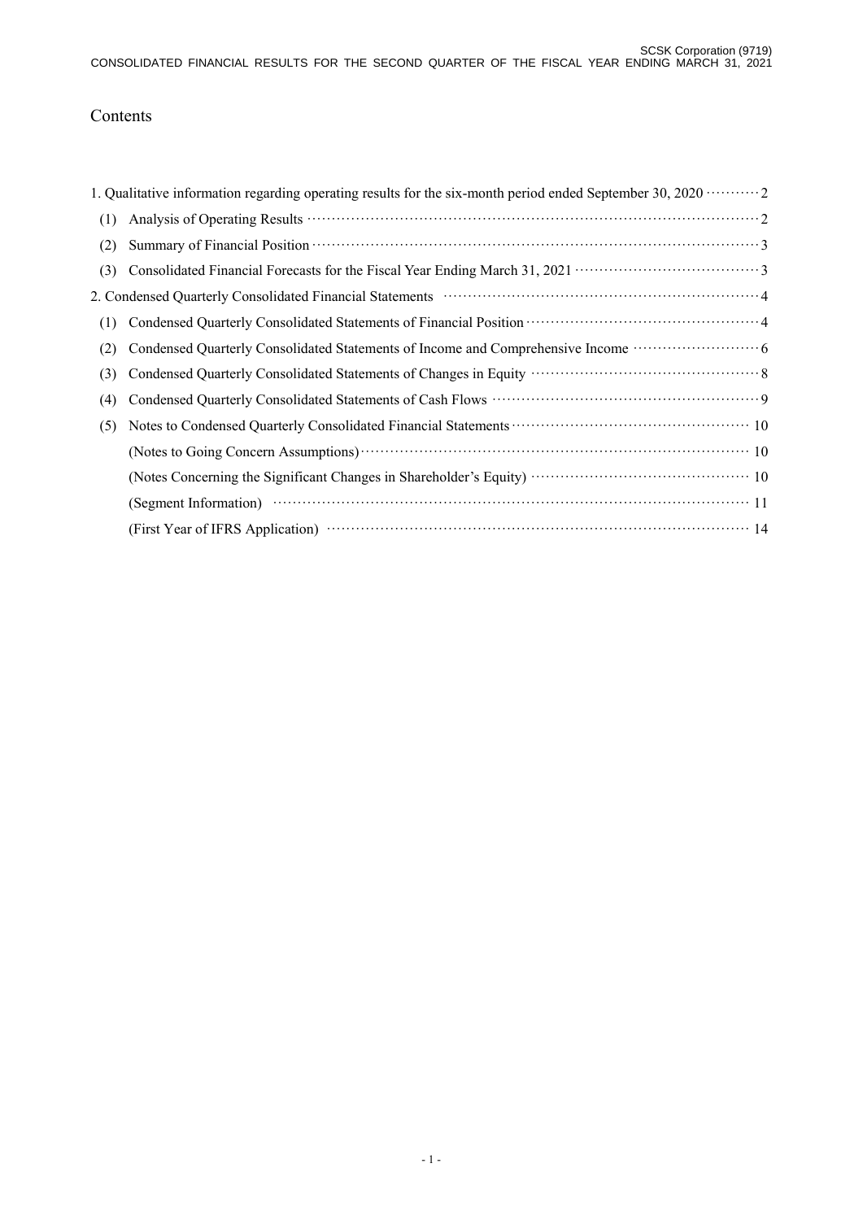# Contents

1. Qualitative information regarding operating results for the six-month period ended September 30, 2020 ··········2
   - (1) Analysis of Operating Results ··········2
   - (2) Summary of Financial Position ··········3
   - (3) Consolidated Financial Forecasts for the Fiscal Year Ending March 31, 2021 ··········3
2. Condensed Quarterly Consolidated Financial Statements ··········4
   - (1) Condensed Quarterly Consolidated Statements of Financial Position ··········4
   - (2) Condensed Quarterly Consolidated Statements of Income and Comprehensive Income ··········6
   - (3) Condensed Quarterly Consolidated Statements of Changes in Equity ··········8
   - (4) Condensed Quarterly Consolidated Statements of Cash Flows ··········9
   - (5) Notes to Condensed Quarterly Consolidated Financial Statements ··········10
     - (Notes to Going Concern Assumptions) ··········10
     - (Notes Concerning the Significant Changes in Shareholder's Equity) ··········10
     - (Segment Information) ··········11
     - (First Year of IFRS Application) ··········14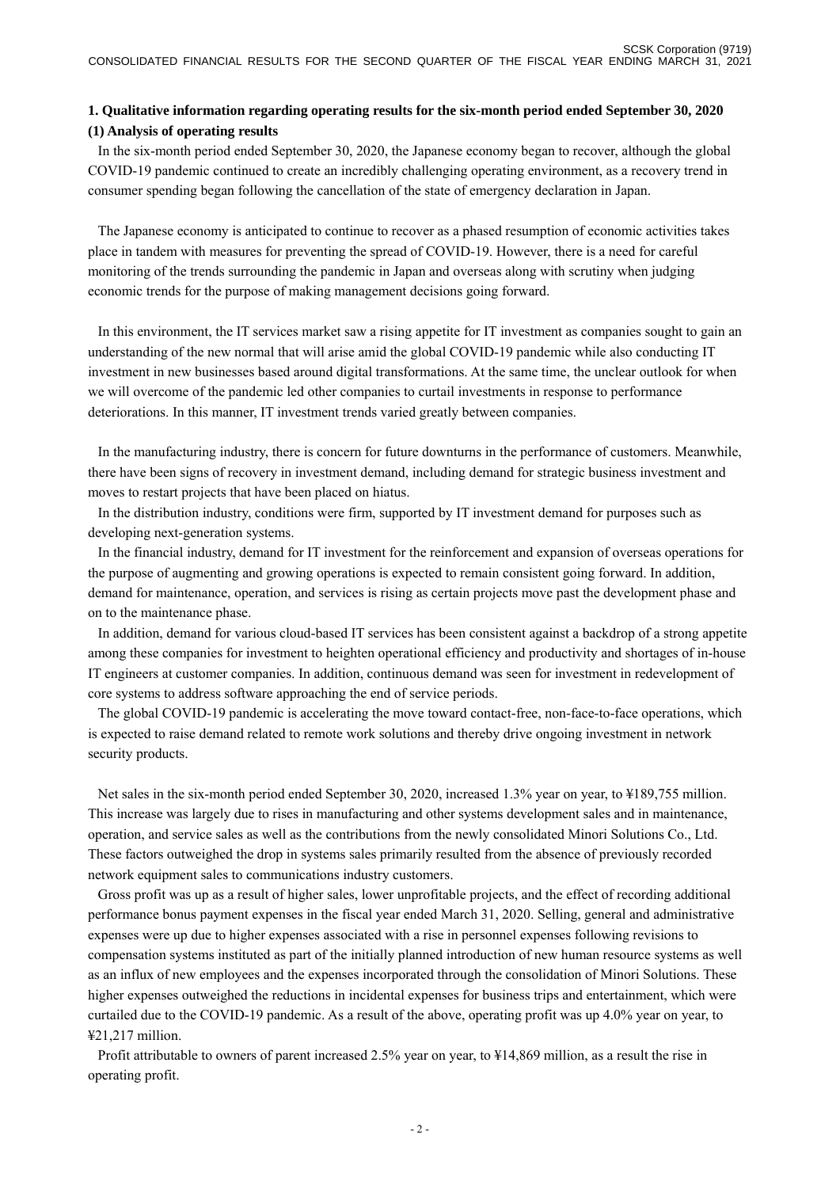## 1. Qualitative information regarding operating results for the six-month period ended September 30, 2020

### (1) Analysis of operating results

In the six-month period ended September 30, 2020, the Japanese economy began to recover, although the global COVID-19 pandemic continued to create an incredibly challenging operating environment, as a recovery trend in consumer spending began following the cancellation of the state of emergency declaration in Japan.

The Japanese economy is anticipated to continue to recover as a phased resumption of economic activities takes place in tandem with measures for preventing the spread of COVID-19. However, there is a need for careful monitoring of the trends surrounding the pandemic in Japan and overseas along with scrutiny when judging economic trends for the purpose of making management decisions going forward.

In this environment, the IT services market saw a rising appetite for IT investment as companies sought to gain an understanding of the new normal that will arise amid the global COVID-19 pandemic while also conducting IT investment in new businesses based around digital transformations. At the same time, the unclear outlook for when we will overcome of the pandemic led other companies to curtail investments in response to performance deteriorations. In this manner, IT investment trends varied greatly between companies.

In the manufacturing industry, there is concern for future downturns in the performance of customers. Meanwhile, there have been signs of recovery in investment demand, including demand for strategic business investment and moves to restart projects that have been placed on hiatus.

In the distribution industry, conditions were firm, supported by IT investment demand for purposes such as developing next-generation systems.

In the financial industry, demand for IT investment for the reinforcement and expansion of overseas operations for the purpose of augmenting and growing operations is expected to remain consistent going forward. In addition, demand for maintenance, operation, and services is rising as certain projects move past the development phase and on to the maintenance phase.

In addition, demand for various cloud-based IT services has been consistent against a backdrop of a strong appetite among these companies for investment to heighten operational efficiency and productivity and shortages of in-house IT engineers at customer companies. In addition, continuous demand was seen for investment in redevelopment of core systems to address software approaching the end of service periods.

The global COVID-19 pandemic is accelerating the move toward contact-free, non-face-to-face operations, which is expected to raise demand related to remote work solutions and thereby drive ongoing investment in network security products.

Net sales in the six-month period ended September 30, 2020, increased 1.3% year on year, to ¥189,755 million. This increase was largely due to rises in manufacturing and other systems development sales and in maintenance, operation, and service sales as well as the contributions from the newly consolidated Minori Solutions Co., Ltd. These factors outweighed the drop in systems sales primarily resulted from the absence of previously recorded network equipment sales to communications industry customers.

Gross profit was up as a result of higher sales, lower unprofitable projects, and the effect of recording additional performance bonus payment expenses in the fiscal year ended March 31, 2020. Selling, general and administrative expenses were up due to higher expenses associated with a rise in personnel expenses following revisions to compensation systems instituted as part of the initially planned introduction of new human resource systems as well as an influx of new employees and the expenses incorporated through the consolidation of Minori Solutions. These higher expenses outweighed the reductions in incidental expenses for business trips and entertainment, which were curtailed due to the COVID-19 pandemic. As a result of the above, operating profit was up 4.0% year on year, to ¥21,217 million.

Profit attributable to owners of parent increased 2.5% year on year, to ¥14,869 million, as a result the rise in operating profit.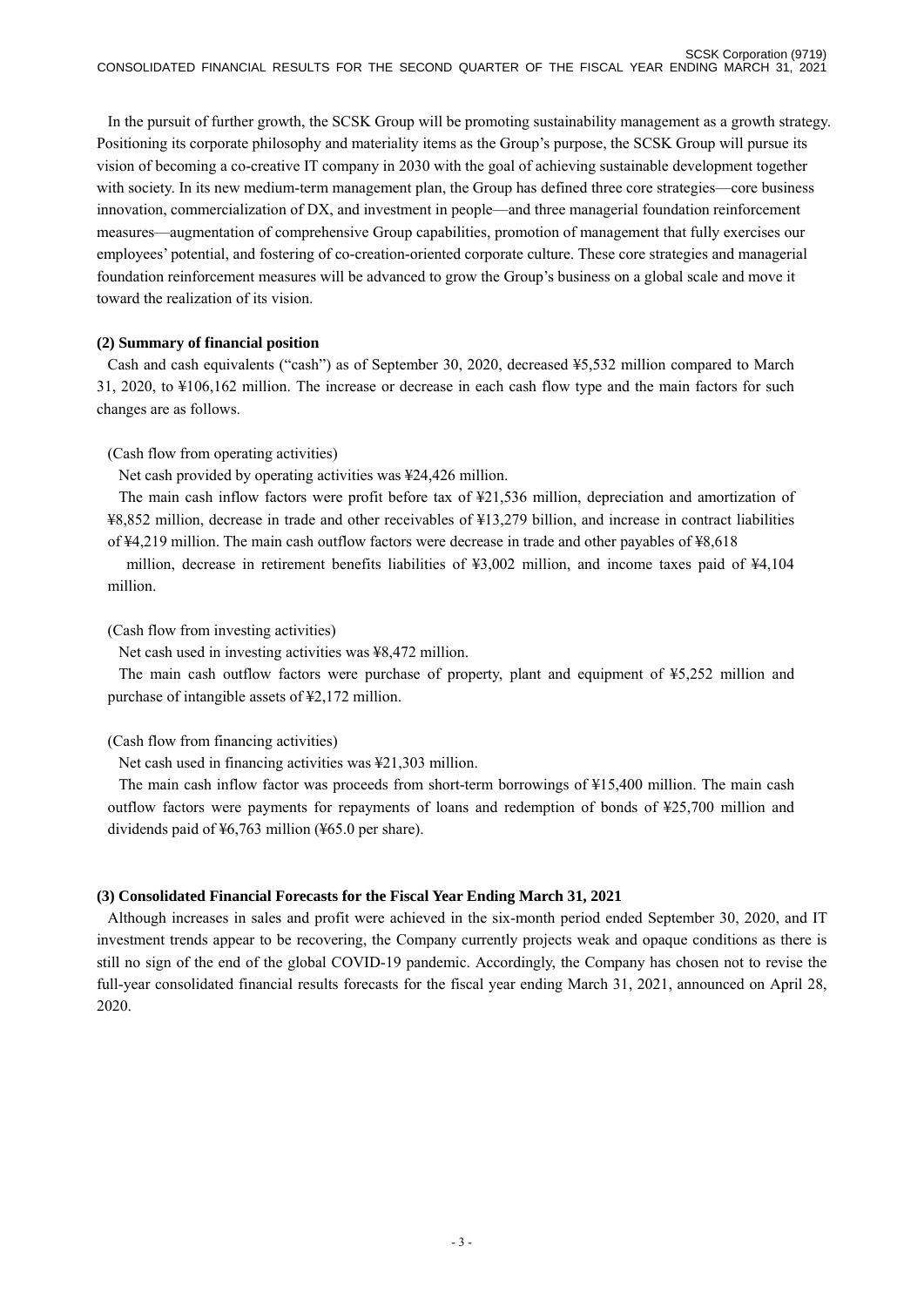In the pursuit of further growth, the SCSK Group will be promoting sustainability management as a growth strategy. Positioning its corporate philosophy and materiality items as the Group's purpose, the SCSK Group will pursue its vision of becoming a co-creative IT company in 2030 with the goal of achieving sustainable development together with society. In its new medium-term management plan, the Group has defined three core strategies—core business innovation, commercialization of DX, and investment in people—and three managerial foundation reinforcement measures—augmentation of comprehensive Group capabilities, promotion of management that fully exercises our employees' potential, and fostering of co-creation-oriented corporate culture. These core strategies and managerial foundation reinforcement measures will be advanced to grow the Group's business on a global scale and move it toward the realization of its vision.

**(2) Summary of financial position**

Cash and cash equivalents ("cash") as of September 30, 2020, decreased ¥5,532 million compared to March 31, 2020, to ¥106,162 million. The increase or decrease in each cash flow type and the main factors for such changes are as follows.

(Cash flow from operating activities)

Net cash provided by operating activities was ¥24,426 million.

The main cash inflow factors were profit before tax of ¥21,536 million, depreciation and amortization of ¥8,852 million, decrease in trade and other receivables of ¥13,279 billion, and increase in contract liabilities of ¥4,219 million. The main cash outflow factors were decrease in trade and other payables of ¥8,618 million, decrease in retirement benefits liabilities of ¥3,002 million, and income taxes paid of ¥4,104 million.

(Cash flow from investing activities)

Net cash used in investing activities was ¥8,472 million.

The main cash outflow factors were purchase of property, plant and equipment of ¥5,252 million and purchase of intangible assets of ¥2,172 million.

(Cash flow from financing activities)

Net cash used in financing activities was ¥21,303 million.

The main cash inflow factor was proceeds from short-term borrowings of ¥15,400 million. The main cash outflow factors were payments for repayments of loans and redemption of bonds of ¥25,700 million and dividends paid of ¥6,763 million (¥65.0 per share).

**(3) Consolidated Financial Forecasts for the Fiscal Year Ending March 31, 2021**

Although increases in sales and profit were achieved in the six-month period ended September 30, 2020, and IT investment trends appear to be recovering, the Company currently projects weak and opaque conditions as there is still no sign of the end of the global COVID-19 pandemic. Accordingly, the Company has chosen not to revise the full-year consolidated financial results forecasts for the fiscal year ending March 31, 2021, announced on April 28, 2020.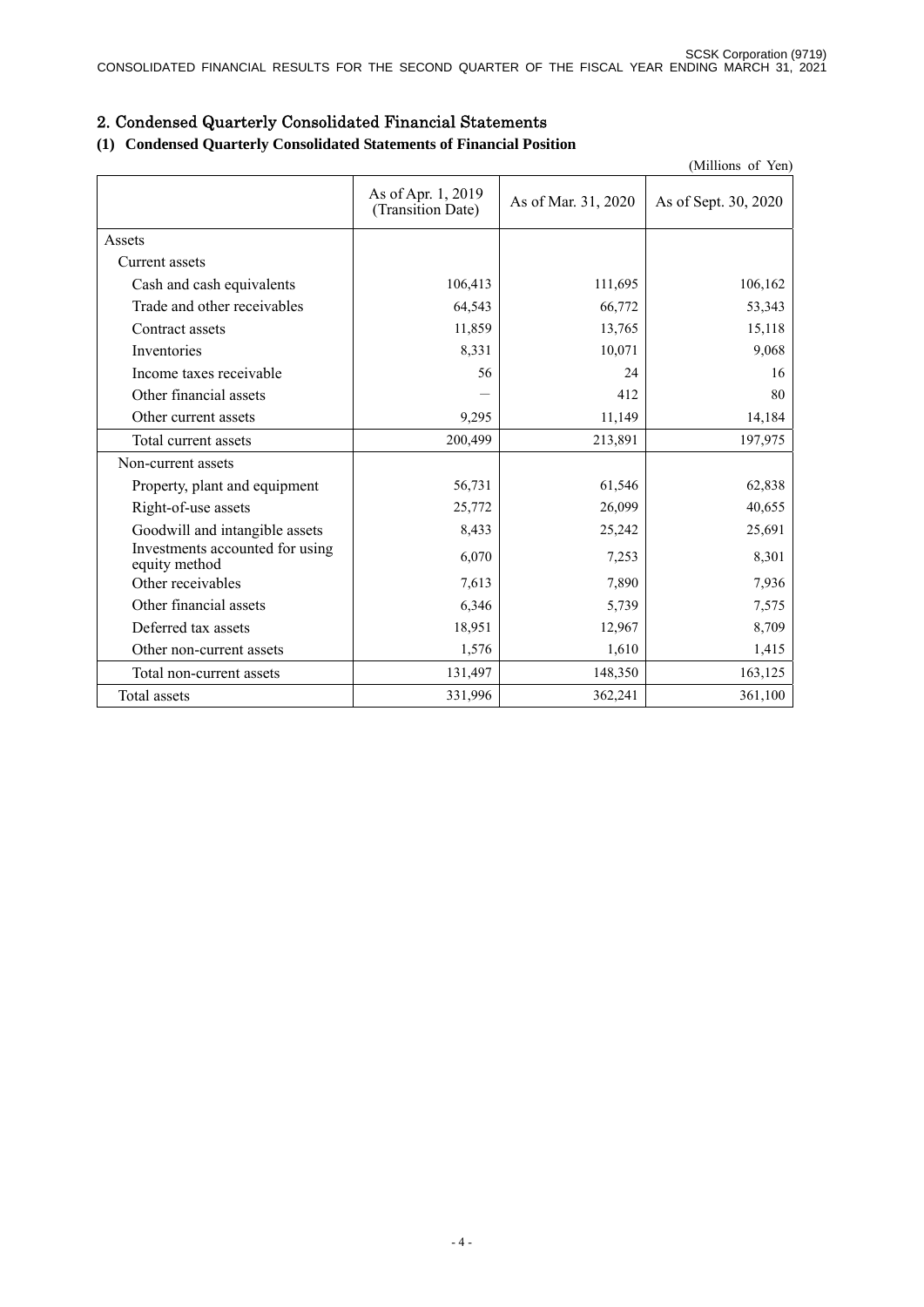## 2. Condensed Quarterly Consolidated Financial Statements

### (1) Condensed Quarterly Consolidated Statements of Financial Position

(Millions of Yen)

| | As of Apr. 1, 2019 (Transition Date) | As of Mar. 31, 2020 | As of Sept. 30, 2020 |
|---|---|---|---|
| Assets | | | |
| Current assets | | | |
| Cash and cash equivalents | 106,413 | 111,695 | 106,162 |
| Trade and other receivables | 64,543 | 66,772 | 53,343 |
| Contract assets | 11,859 | 13,765 | 15,118 |
| Inventories | 8,331 | 10,071 | 9,068 |
| Income taxes receivable | 56 | 24 | 16 |
| Other financial assets | ― | 412 | 80 |
| Other current assets | 9,295 | 11,149 | 14,184 |
| Total current assets | 200,499 | 213,891 | 197,975 |
| Non-current assets | | | |
| Property, plant and equipment | 56,731 | 61,546 | 62,838 |
| Right-of-use assets | 25,772 | 26,099 | 40,655 |
| Goodwill and intangible assets | 8,433 | 25,242 | 25,691 |
| Investments accounted for using equity method | 6,070 | 7,253 | 8,301 |
| Other receivables | 7,613 | 7,890 | 7,936 |
| Other financial assets | 6,346 | 5,739 | 7,575 |
| Deferred tax assets | 18,951 | 12,967 | 8,709 |
| Other non-current assets | 1,576 | 1,610 | 1,415 |
| Total non-current assets | 131,497 | 148,350 | 163,125 |
| Total assets | 331,996 | 362,241 | 361,100 |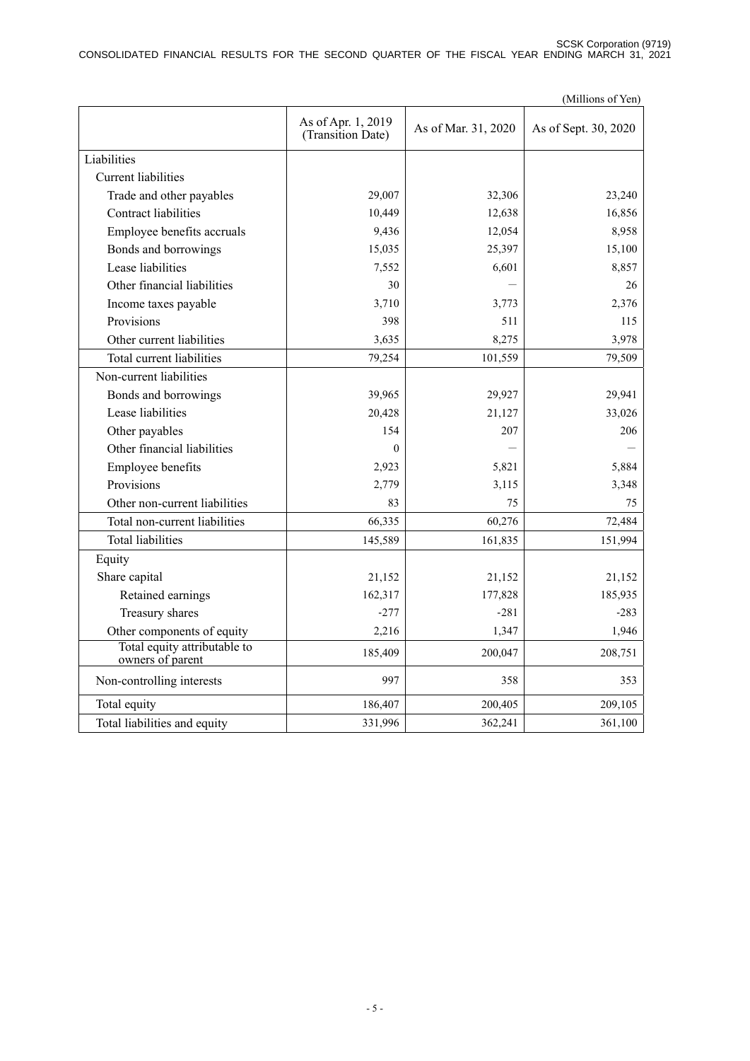(Millions of Yen)

| | As of Apr. 1, 2019 (Transition Date) | As of Mar. 31, 2020 | As of Sept. 30, 2020 |
|---|---|---|---|
| Liabilities | | | |
| Current liabilities | | | |
| Trade and other payables | 29,007 | 32,306 | 23,240 |
| Contract liabilities | 10,449 | 12,638 | 16,856 |
| Employee benefits accruals | 9,436 | 12,054 | 8,958 |
| Bonds and borrowings | 15,035 | 25,397 | 15,100 |
| Lease liabilities | 7,552 | 6,601 | 8,857 |
| Other financial liabilities | 30 | — | 26 |
| Income taxes payable | 3,710 | 3,773 | 2,376 |
| Provisions | 398 | 511 | 115 |
| Other current liabilities | 3,635 | 8,275 | 3,978 |
| Total current liabilities | 79,254 | 101,559 | 79,509 |
| Non-current liabilities | | | |
| Bonds and borrowings | 39,965 | 29,927 | 29,941 |
| Lease liabilities | 20,428 | 21,127 | 33,026 |
| Other payables | 154 | 207 | 206 |
| Other financial liabilities | 0 | — | — |
| Employee benefits | 2,923 | 5,821 | 5,884 |
| Provisions | 2,779 | 3,115 | 3,348 |
| Other non-current liabilities | 83 | 75 | 75 |
| Total non-current liabilities | 66,335 | 60,276 | 72,484 |
| Total liabilities | 145,589 | 161,835 | 151,994 |
| Equity | | | |
| Share capital | 21,152 | 21,152 | 21,152 |
| Retained earnings | 162,317 | 177,828 | 185,935 |
| Treasury shares | -277 | -281 | -283 |
| Other components of equity | 2,216 | 1,347 | 1,946 |
| Total equity attributable to owners of parent | 185,409 | 200,047 | 208,751 |
| Non-controlling interests | 997 | 358 | 353 |
| Total equity | 186,407 | 200,405 | 209,105 |
| Total liabilities and equity | 331,996 | 362,241 | 361,100 |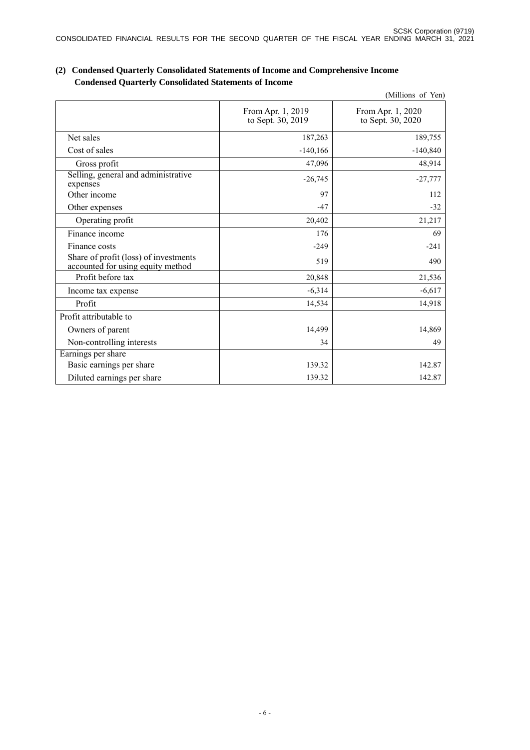## (2) Condensed Quarterly Consolidated Statements of Income and Comprehensive Income

### Condensed Quarterly Consolidated Statements of Income

(Millions of Yen)

| | From Apr. 1, 2019 to Sept. 30, 2019 | From Apr. 1, 2020 to Sept. 30, 2020 |
|---|---|---|
| Net sales | 187,263 | 189,755 |
| Cost of sales | -140,166 | -140,840 |
| Gross profit | 47,096 | 48,914 |
| Selling, general and administrative expenses | -26,745 | -27,777 |
| Other income | 97 | 112 |
| Other expenses | -47 | -32 |
| Operating profit | 20,402 | 21,217 |
| Finance income | 176 | 69 |
| Finance costs | -249 | -241 |
| Share of profit (loss) of investments accounted for using equity method | 519 | 490 |
| Profit before tax | 20,848 | 21,536 |
| Income tax expense | -6,314 | -6,617 |
| Profit | 14,534 | 14,918 |
| Profit attributable to | | |
| Owners of parent | 14,499 | 14,869 |
| Non-controlling interests | 34 | 49 |
| Earnings per share | | |
| Basic earnings per share | 139.32 | 142.87 |
| Diluted earnings per share | 139.32 | 142.87 |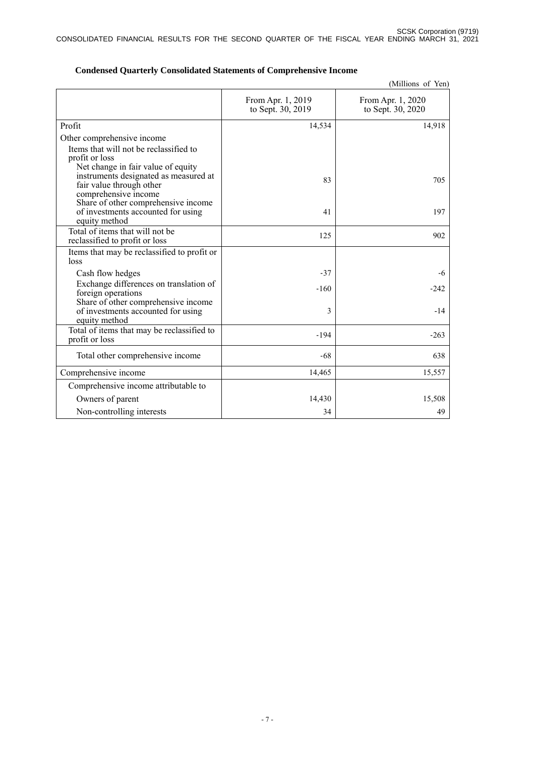### Condensed Quarterly Consolidated Statements of Comprehensive Income

(Millions of Yen)

| | From Apr. 1, 2019 to Sept. 30, 2019 | From Apr. 1, 2020 to Sept. 30, 2020 |
|---|---|---|
| Profit | 14,534 | 14,918 |
| Other comprehensive income | | |
| Items that will not be reclassified to profit or loss | | |
| Net change in fair value of equity instruments designated as measured at fair value through other comprehensive income | 83 | 705 |
| Share of other comprehensive income of investments accounted for using equity method | 41 | 197 |
| Total of items that will not be reclassified to profit or loss | 125 | 902 |
| Items that may be reclassified to profit or loss | | |
| Cash flow hedges | -37 | -6 |
| Exchange differences on translation of foreign operations | -160 | -242 |
| Share of other comprehensive income of investments accounted for using equity method | 3 | -14 |
| Total of items that may be reclassified to profit or loss | -194 | -263 |
| Total other comprehensive income | -68 | 638 |
| Comprehensive income | 14,465 | 15,557 |
| Comprehensive income attributable to | | |
| Owners of parent | 14,430 | 15,508 |
| Non-controlling interests | 34 | 49 |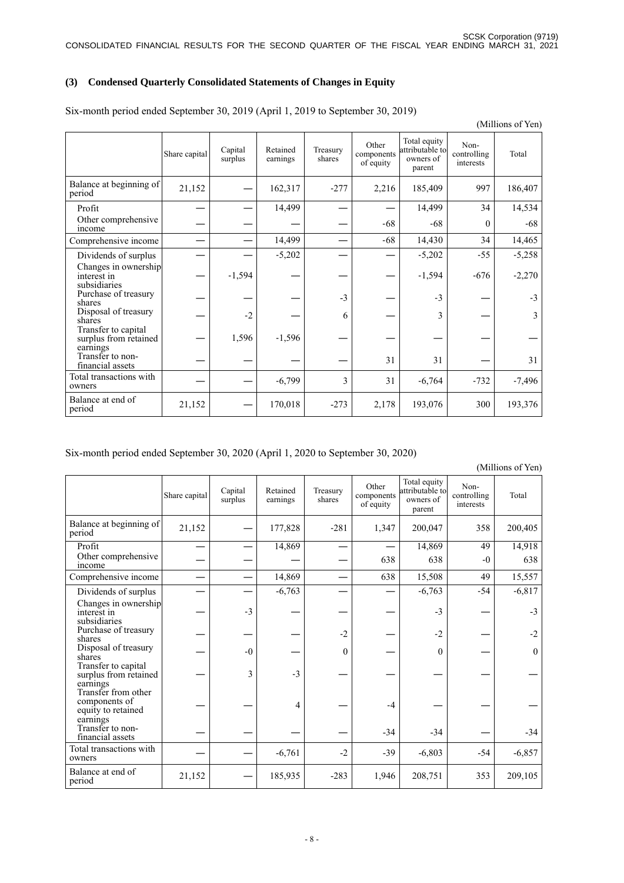### (3) Condensed Quarterly Consolidated Statements of Changes in Equity

Six-month period ended September 30, 2019 (April 1, 2019 to September 30, 2019)

(Millions of Yen)

| | Share capital | Capital surplus | Retained earnings | Treasury shares | Other components of equity | Total equity attributable to owners of parent | Non-controlling interests | Total |
|---|---|---|---|---|---|---|---|---|
| Balance at beginning of period | 21,152 | — | 162,317 | -277 | 2,216 | 185,409 | 997 | 186,407 |
| Profit | — | — | 14,499 | — | — | 14,499 | 34 | 14,534 |
| Other comprehensive income | — | — | — | — | -68 | -68 | 0 | -68 |
| Comprehensive income | — | — | 14,499 | — | -68 | 14,430 | 34 | 14,465 |
| Dividends of surplus | — | — | -5,202 | — | — | -5,202 | -55 | -5,258 |
| Changes in ownership interest in subsidiaries | — | -1,594 | — | — | — | -1,594 | -676 | -2,270 |
| Purchase of treasury shares | — | — | — | -3 | — | -3 | — | -3 |
| Disposal of treasury shares | — | -2 | — | 6 | — | 3 | — | 3 |
| Transfer to capital surplus from retained earnings | — | 1,596 | -1,596 | — | — | — | — | — |
| Transfer to non-financial assets | — | — | — | — | 31 | 31 | — | 31 |
| Total transactions with owners | — | — | -6,799 | 3 | 31 | -6,764 | -732 | -7,496 |
| Balance at end of period | 21,152 | — | 170,018 | -273 | 2,178 | 193,076 | 300 | 193,376 |

Six-month period ended September 30, 2020 (April 1, 2020 to September 30, 2020)

(Millions of Yen)

| | Share capital | Capital surplus | Retained earnings | Treasury shares | Other components of equity | Total equity attributable to owners of parent | Non-controlling interests | Total |
|---|---|---|---|---|---|---|---|---|
| Balance at beginning of period | 21,152 | — | 177,828 | -281 | 1,347 | 200,047 | 358 | 200,405 |
| Profit | — | — | 14,869 | — | — | 14,869 | 49 | 14,918 |
| Other comprehensive income | — | — | — | — | 638 | 638 | -0 | 638 |
| Comprehensive income | — | — | 14,869 | — | 638 | 15,508 | 49 | 15,557 |
| Dividends of surplus | — | — | -6,763 | — | — | -6,763 | -54 | -6,817 |
| Changes in ownership interest in subsidiaries | — | -3 | — | — | — | -3 | — | -3 |
| Purchase of treasury shares | — | — | — | -2 | — | -2 | — | -2 |
| Disposal of treasury shares | — | -0 | — | 0 | — | 0 | — | 0 |
| Transfer to capital surplus from retained earnings | — | 3 | -3 | — | — | — | — | — |
| Transfer from other components of equity to retained earnings | — | — | 4 | — | -4 | — | — | — |
| Transfer to non-financial assets | — | — | — | — | -34 | -34 | — | -34 |
| Total transactions with owners | — | — | -6,761 | -2 | -39 | -6,803 | -54 | -6,857 |
| Balance at end of period | 21,152 | — | 185,935 | -283 | 1,946 | 208,751 | 353 | 209,105 |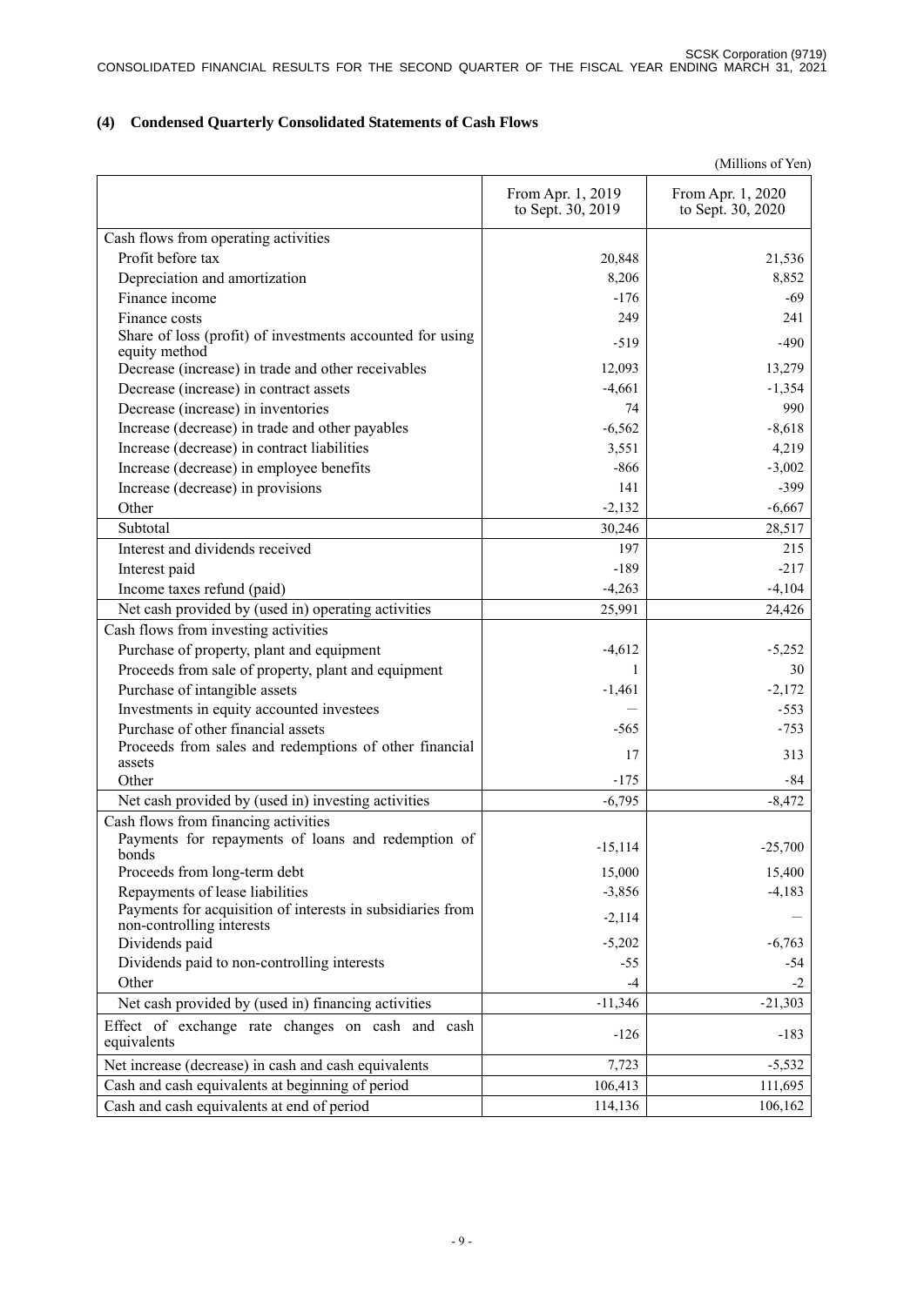### (4) Condensed Quarterly Consolidated Statements of Cash Flows

(Millions of Yen)

| | From Apr. 1, 2019 to Sept. 30, 2019 | From Apr. 1, 2020 to Sept. 30, 2020 |
|---|---|---|
| Cash flows from operating activities | | |
| Profit before tax | 20,848 | 21,536 |
| Depreciation and amortization | 8,206 | 8,852 |
| Finance income | -176 | -69 |
| Finance costs | 249 | 241 |
| Share of loss (profit) of investments accounted for using equity method | -519 | -490 |
| Decrease (increase) in trade and other receivables | 12,093 | 13,279 |
| Decrease (increase) in contract assets | -4,661 | -1,354 |
| Decrease (increase) in inventories | 74 | 990 |
| Increase (decrease) in trade and other payables | -6,562 | -8,618 |
| Increase (decrease) in contract liabilities | 3,551 | 4,219 |
| Increase (decrease) in employee benefits | -866 | -3,002 |
| Increase (decrease) in provisions | 141 | -399 |
| Other | -2,132 | -6,667 |
| Subtotal | 30,246 | 28,517 |
| Interest and dividends received | 197 | 215 |
| Interest paid | -189 | -217 |
| Income taxes refund (paid) | -4,263 | -4,104 |
| Net cash provided by (used in) operating activities | 25,991 | 24,426 |
| Cash flows from investing activities | | |
| Purchase of property, plant and equipment | -4,612 | -5,252 |
| Proceeds from sale of property, plant and equipment | 1 | 30 |
| Purchase of intangible assets | -1,461 | -2,172 |
| Investments in equity accounted investees | — | -553 |
| Purchase of other financial assets | -565 | -753 |
| Proceeds from sales and redemptions of other financial assets | 17 | 313 |
| Other | -175 | -84 |
| Net cash provided by (used in) investing activities | -6,795 | -8,472 |
| Cash flows from financing activities | | |
| Payments for repayments of loans and redemption of bonds | -15,114 | -25,700 |
| Proceeds from long-term debt | 15,000 | 15,400 |
| Repayments of lease liabilities | -3,856 | -4,183 |
| Payments for acquisition of interests in subsidiaries from non-controlling interests | -2,114 | — |
| Dividends paid | -5,202 | -6,763 |
| Dividends paid to non-controlling interests | -55 | -54 |
| Other | -4 | -2 |
| Net cash provided by (used in) financing activities | -11,346 | -21,303 |
| Effect of exchange rate changes on cash and cash equivalents | -126 | -183 |
| Net increase (decrease) in cash and cash equivalents | 7,723 | -5,532 |
| Cash and cash equivalents at beginning of period | 106,413 | 111,695 |
| Cash and cash equivalents at end of period | 114,136 | 106,162 |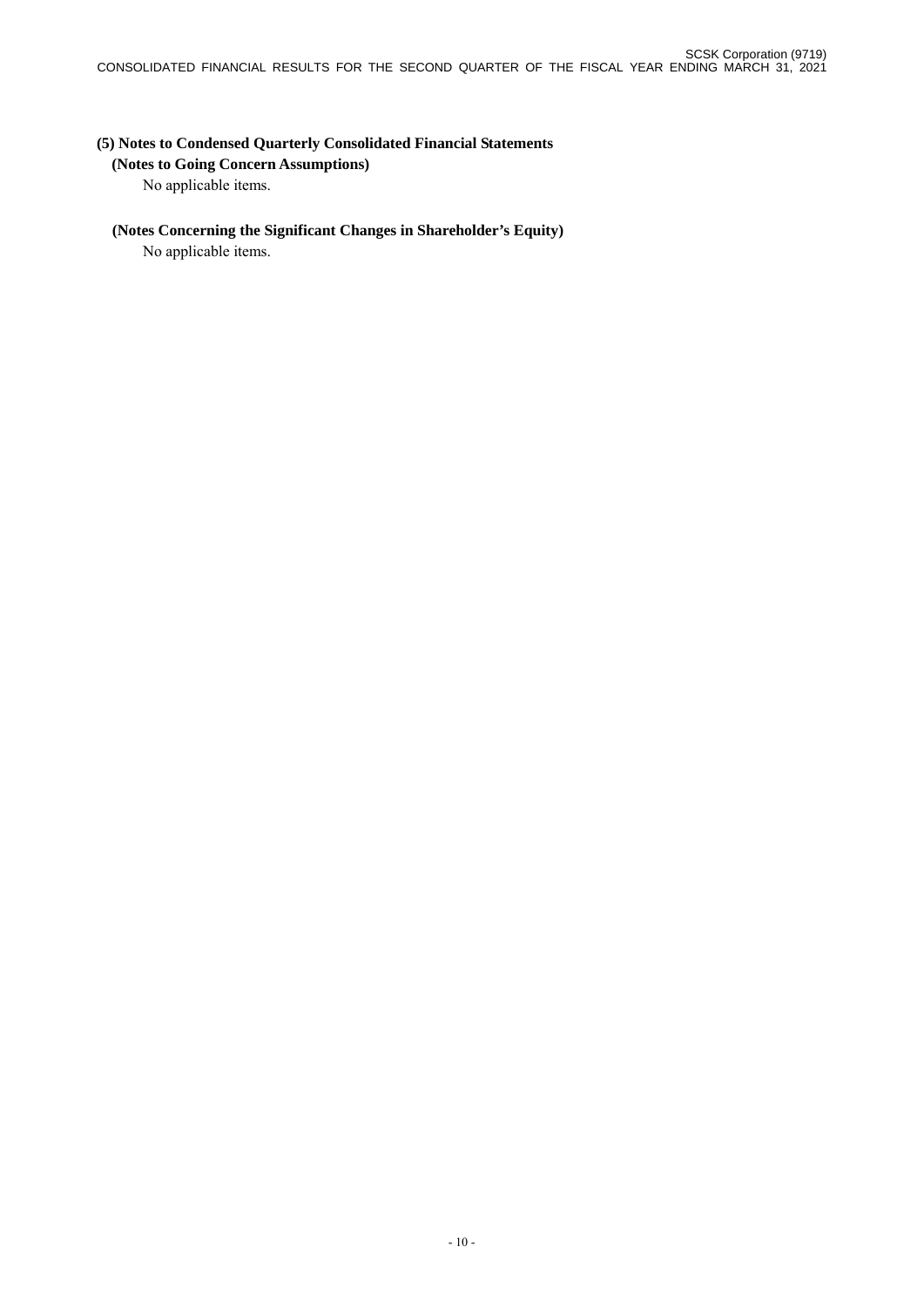### (5) Notes to Condensed Quarterly Consolidated Financial Statements

**(Notes to Going Concern Assumptions)**

No applicable items.

**(Notes Concerning the Significant Changes in Shareholder's Equity)**

No applicable items.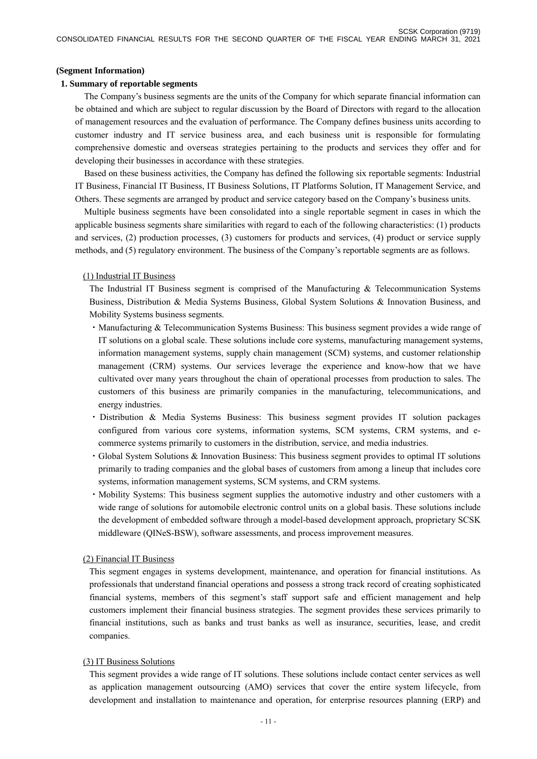**(Segment Information)**

**1. Summary of reportable segments**

The Company's business segments are the units of the Company for which separate financial information can be obtained and which are subject to regular discussion by the Board of Directors with regard to the allocation of management resources and the evaluation of performance. The Company defines business units according to customer industry and IT service business area, and each business unit is responsible for formulating comprehensive domestic and overseas strategies pertaining to the products and services they offer and for developing their businesses in accordance with these strategies.

Based on these business activities, the Company has defined the following six reportable segments: Industrial IT Business, Financial IT Business, IT Business Solutions, IT Platforms Solution, IT Management Service, and Others. These segments are arranged by product and service category based on the Company's business units.

Multiple business segments have been consolidated into a single reportable segment in cases in which the applicable business segments share similarities with regard to each of the following characteristics: (1) products and services, (2) production processes, (3) customers for products and services, (4) product or service supply methods, and (5) regulatory environment. The business of the Company's reportable segments are as follows.

(1) Industrial IT Business

The Industrial IT Business segment is comprised of the Manufacturing & Telecommunication Systems Business, Distribution & Media Systems Business, Global System Solutions & Innovation Business, and Mobility Systems business segments.

- Manufacturing & Telecommunication Systems Business: This business segment provides a wide range of IT solutions on a global scale. These solutions include core systems, manufacturing management systems, information management systems, supply chain management (SCM) systems, and customer relationship management (CRM) systems. Our services leverage the experience and know-how that we have cultivated over many years throughout the chain of operational processes from production to sales. The customers of this business are primarily companies in the manufacturing, telecommunications, and energy industries.
- Distribution & Media Systems Business: This business segment provides IT solution packages configured from various core systems, information systems, SCM systems, CRM systems, and e-commerce systems primarily to customers in the distribution, service, and media industries.
- Global System Solutions & Innovation Business: This business segment provides to optimal IT solutions primarily to trading companies and the global bases of customers from among a lineup that includes core systems, information management systems, SCM systems, and CRM systems.
- Mobility Systems: This business segment supplies the automotive industry and other customers with a wide range of solutions for automobile electronic control units on a global basis. These solutions include the development of embedded software through a model-based development approach, proprietary SCSK middleware (QINeS-BSW), software assessments, and process improvement measures.

(2) Financial IT Business

This segment engages in systems development, maintenance, and operation for financial institutions. As professionals that understand financial operations and possess a strong track record of creating sophisticated financial systems, members of this segment's staff support safe and efficient management and help customers implement their financial business strategies. The segment provides these services primarily to financial institutions, such as banks and trust banks as well as insurance, securities, lease, and credit companies.

(3) IT Business Solutions

This segment provides a wide range of IT solutions. These solutions include contact center services as well as application management outsourcing (AMO) services that cover the entire system lifecycle, from development and installation to maintenance and operation, for enterprise resources planning (ERP) and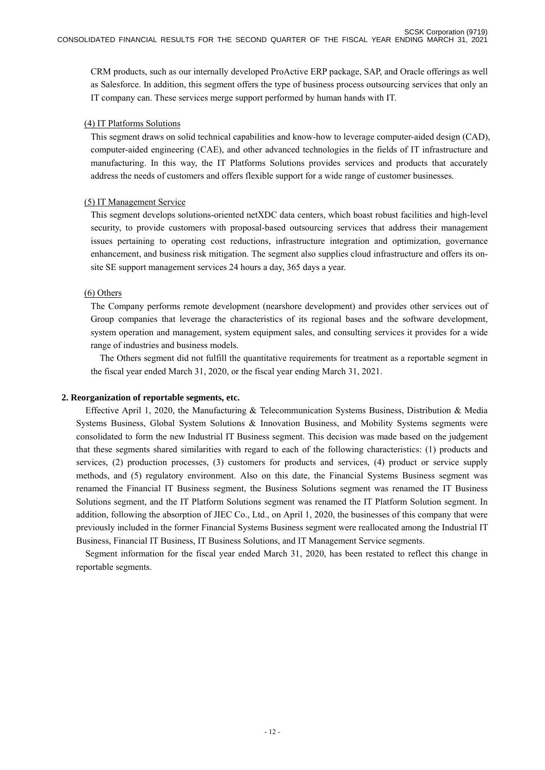CRM products, such as our internally developed ProActive ERP package, SAP, and Oracle offerings as well as Salesforce. In addition, this segment offers the type of business process outsourcing services that only an IT company can. These services merge support performed by human hands with IT.

(4) IT Platforms Solutions

This segment draws on solid technical capabilities and know-how to leverage computer-aided design (CAD), computer-aided engineering (CAE), and other advanced technologies in the fields of IT infrastructure and manufacturing. In this way, the IT Platforms Solutions provides services and products that accurately address the needs of customers and offers flexible support for a wide range of customer businesses.

(5) IT Management Service

This segment develops solutions-oriented netXDC data centers, which boast robust facilities and high-level security, to provide customers with proposal-based outsourcing services that address their management issues pertaining to operating cost reductions, infrastructure integration and optimization, governance enhancement, and business risk mitigation. The segment also supplies cloud infrastructure and offers its on-site SE support management services 24 hours a day, 365 days a year.

(6) Others

The Company performs remote development (nearshore development) and provides other services out of Group companies that leverage the characteristics of its regional bases and the software development, system operation and management, system equipment sales, and consulting services it provides for a wide range of industries and business models.

The Others segment did not fulfill the quantitative requirements for treatment as a reportable segment in the fiscal year ended March 31, 2020, or the fiscal year ending March 31, 2021.

**2. Reorganization of reportable segments, etc.**

Effective April 1, 2020, the Manufacturing & Telecommunication Systems Business, Distribution & Media Systems Business, Global System Solutions & Innovation Business, and Mobility Systems segments were consolidated to form the new Industrial IT Business segment. This decision was made based on the judgement that these segments shared similarities with regard to each of the following characteristics: (1) products and services, (2) production processes, (3) customers for products and services, (4) product or service supply methods, and (5) regulatory environment. Also on this date, the Financial Systems Business segment was renamed the Financial IT Business segment, the Business Solutions segment was renamed the IT Business Solutions segment, and the IT Platform Solutions segment was renamed the IT Platform Solution segment. In addition, following the absorption of JIEC Co., Ltd., on April 1, 2020, the businesses of this company that were previously included in the former Financial Systems Business segment were reallocated among the Industrial IT Business, Financial IT Business, IT Business Solutions, and IT Management Service segments.

Segment information for the fiscal year ended March 31, 2020, has been restated to reflect this change in reportable segments.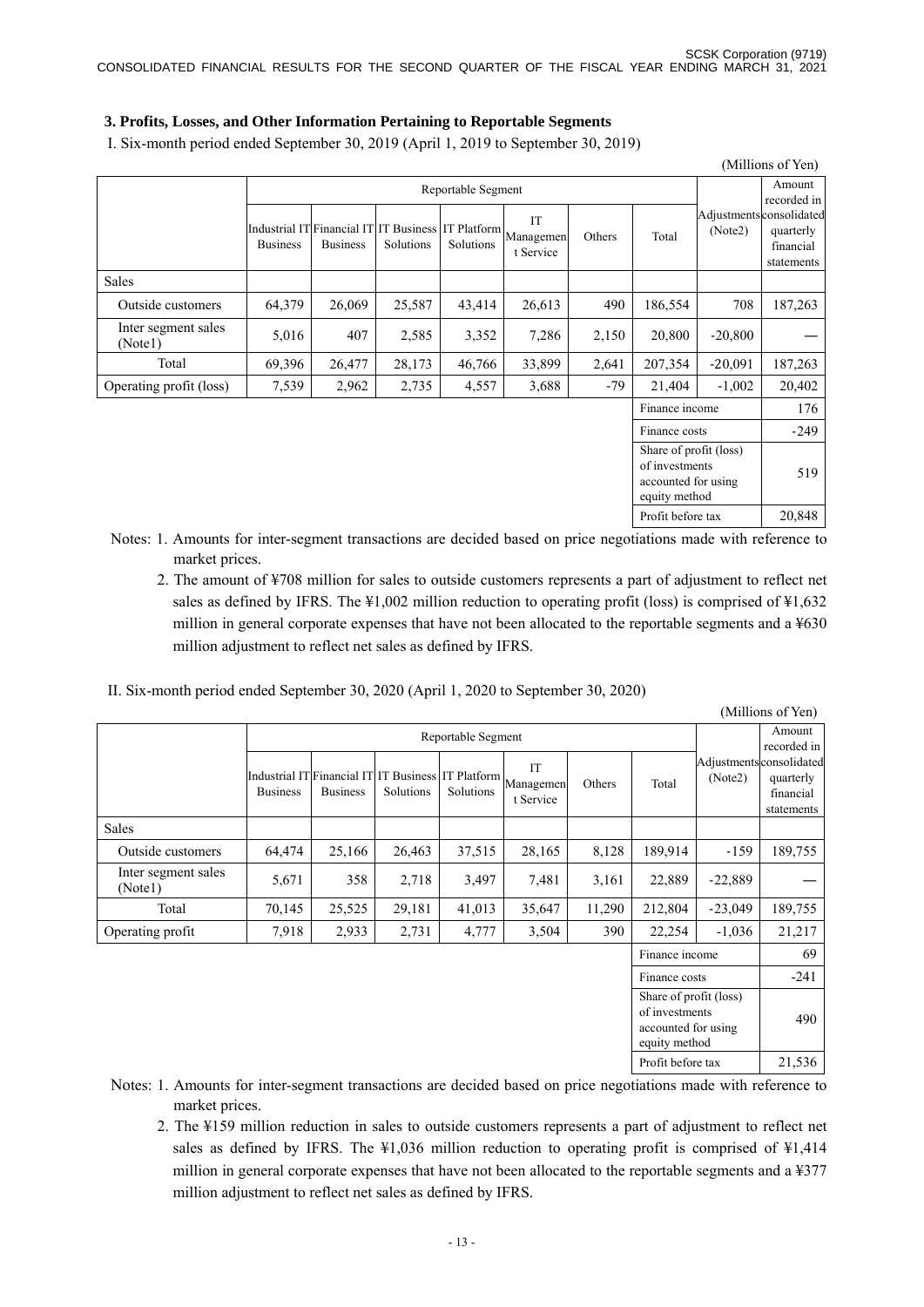## 3. Profits, Losses, and Other Information Pertaining to Reportable Segments

I. Six-month period ended September 30, 2019 (April 1, 2019 to September 30, 2019)

(Millions of Yen)

| | Reportable Segment | | | | | | | Adjustments (Note2) | Amount recorded in consolidated quarterly financial statements |
|---|---|---|---|---|---|---|---|---|---|
| | Industrial IT Business | Financial IT Business | IT Business Solutions | IT Platform Solutions | IT Management Service | Others | Total | | |
| Sales | | | | | | | | | |
| Outside customers | 64,379 | 26,069 | 25,587 | 43,414 | 26,613 | 490 | 186,554 | 708 | 187,263 |
| Inter segment sales (Note1) | 5,016 | 407 | 2,585 | 3,352 | 7,286 | 2,150 | 20,800 | -20,800 | — |
| Total | 69,396 | 26,477 | 28,173 | 46,766 | 33,899 | 2,641 | 207,354 | -20,091 | 187,263 |
| Operating profit (loss) | 7,539 | 2,962 | 2,735 | 4,557 | 3,688 | -79 | 21,404 | -1,002 | 20,402 |
| | | | | | | | Finance income | | 176 |
| | | | | | | | Finance costs | | -249 |
| | | | | | | | Share of profit (loss) of investments accounted for using equity method | | 519 |
| | | | | | | | Profit before tax | | 20,848 |

Notes: 1. Amounts for inter-segment transactions are decided based on price negotiations made with reference to market prices.

2. The amount of ¥708 million for sales to outside customers represents a part of adjustment to reflect net sales as defined by IFRS. The ¥1,002 million reduction to operating profit (loss) is comprised of ¥1,632 million in general corporate expenses that have not been allocated to the reportable segments and a ¥630 million adjustment to reflect net sales as defined by IFRS.

II. Six-month period ended September 30, 2020 (April 1, 2020 to September 30, 2020)

(Millions of Yen)

| | Reportable Segment | | | | | | | Adjustments (Note2) | Amount recorded in consolidated quarterly financial statements |
|---|---|---|---|---|---|---|---|---|---|
| | Industrial IT Business | Financial IT Business | IT Business Solutions | IT Platform Solutions | IT Management Service | Others | Total | | |
| Sales | | | | | | | | | |
| Outside customers | 64,474 | 25,166 | 26,463 | 37,515 | 28,165 | 8,128 | 189,914 | -159 | 189,755 |
| Inter segment sales (Note1) | 5,671 | 358 | 2,718 | 3,497 | 7,481 | 3,161 | 22,889 | -22,889 | — |
| Total | 70,145 | 25,525 | 29,181 | 41,013 | 35,647 | 11,290 | 212,804 | -23,049 | 189,755 |
| Operating profit | 7,918 | 2,933 | 2,731 | 4,777 | 3,504 | 390 | 22,254 | -1,036 | 21,217 |
| | | | | | | | Finance income | | 69 |
| | | | | | | | Finance costs | | -241 |
| | | | | | | | Share of profit (loss) of investments accounted for using equity method | | 490 |
| | | | | | | | Profit before tax | | 21,536 |

Notes: 1. Amounts for inter-segment transactions are decided based on price negotiations made with reference to market prices.

2. The ¥159 million reduction in sales to outside customers represents a part of adjustment to reflect net sales as defined by IFRS. The ¥1,036 million reduction to operating profit is comprised of ¥1,414 million in general corporate expenses that have not been allocated to the reportable segments and a ¥377 million adjustment to reflect net sales as defined by IFRS.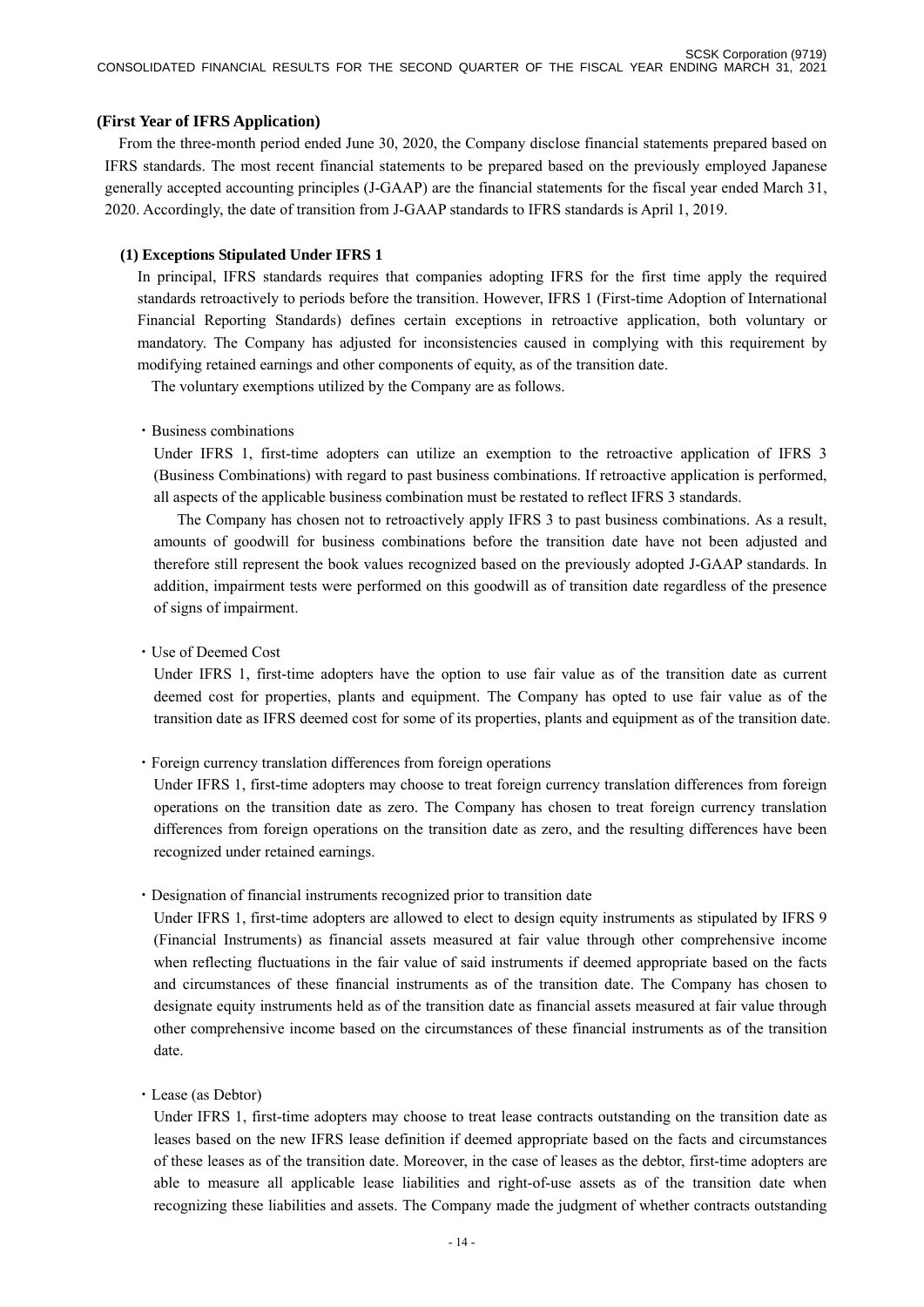## (First Year of IFRS Application)

From the three-month period ended June 30, 2020, the Company disclose financial statements prepared based on IFRS standards. The most recent financial statements to be prepared based on the previously employed Japanese generally accepted accounting principles (J-GAAP) are the financial statements for the fiscal year ended March 31, 2020. Accordingly, the date of transition from J-GAAP standards to IFRS standards is April 1, 2019.

### (1) Exceptions Stipulated Under IFRS 1

In principal, IFRS standards requires that companies adopting IFRS for the first time apply the required standards retroactively to periods before the transition. However, IFRS 1 (First-time Adoption of International Financial Reporting Standards) defines certain exceptions in retroactive application, both voluntary or mandatory. The Company has adjusted for inconsistencies caused in complying with this requirement by modifying retained earnings and other components of equity, as of the transition date.

The voluntary exemptions utilized by the Company are as follows.

・Business combinations

Under IFRS 1, first-time adopters can utilize an exemption to the retroactive application of IFRS 3 (Business Combinations) with regard to past business combinations. If retroactive application is performed, all aspects of the applicable business combination must be restated to reflect IFRS 3 standards.

The Company has chosen not to retroactively apply IFRS 3 to past business combinations. As a result, amounts of goodwill for business combinations before the transition date have not been adjusted and therefore still represent the book values recognized based on the previously adopted J-GAAP standards. In addition, impairment tests were performed on this goodwill as of transition date regardless of the presence of signs of impairment.

・Use of Deemed Cost

Under IFRS 1, first-time adopters have the option to use fair value as of the transition date as current deemed cost for properties, plants and equipment. The Company has opted to use fair value as of the transition date as IFRS deemed cost for some of its properties, plants and equipment as of the transition date.

・Foreign currency translation differences from foreign operations

Under IFRS 1, first-time adopters may choose to treat foreign currency translation differences from foreign operations on the transition date as zero. The Company has chosen to treat foreign currency translation differences from foreign operations on the transition date as zero, and the resulting differences have been recognized under retained earnings.

・Designation of financial instruments recognized prior to transition date

Under IFRS 1, first-time adopters are allowed to elect to design equity instruments as stipulated by IFRS 9 (Financial Instruments) as financial assets measured at fair value through other comprehensive income when reflecting fluctuations in the fair value of said instruments if deemed appropriate based on the facts and circumstances of these financial instruments as of the transition date. The Company has chosen to designate equity instruments held as of the transition date as financial assets measured at fair value through other comprehensive income based on the circumstances of these financial instruments as of the transition date.

・Lease (as Debtor)

Under IFRS 1, first-time adopters may choose to treat lease contracts outstanding on the transition date as leases based on the new IFRS lease definition if deemed appropriate based on the facts and circumstances of these leases as of the transition date. Moreover, in the case of leases as the debtor, first-time adopters are able to measure all applicable lease liabilities and right-of-use assets as of the transition date when recognizing these liabilities and assets. The Company made the judgment of whether contracts outstanding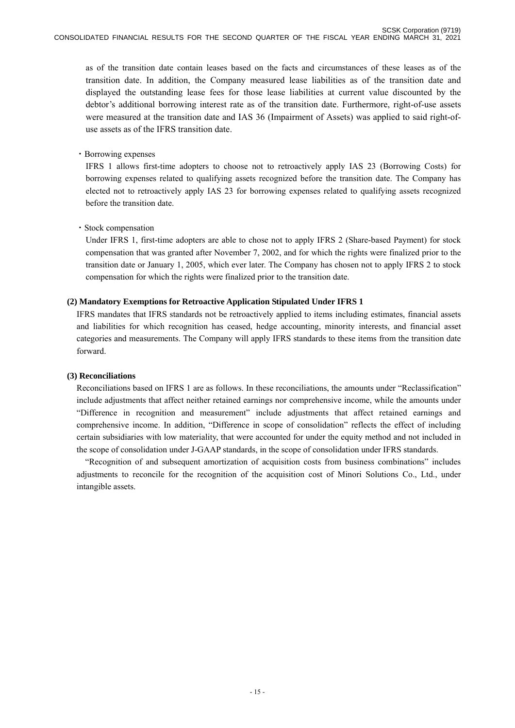as of the transition date contain leases based on the facts and circumstances of these leases as of the transition date. In addition, the Company measured lease liabilities as of the transition date and displayed the outstanding lease fees for those lease liabilities at current value discounted by the debtor's additional borrowing interest rate as of the transition date. Furthermore, right-of-use assets were measured at the transition date and IAS 36 (Impairment of Assets) was applied to said right-of-use assets as of the IFRS transition date.

・Borrowing expenses

IFRS 1 allows first-time adopters to choose not to retroactively apply IAS 23 (Borrowing Costs) for borrowing expenses related to qualifying assets recognized before the transition date. The Company has elected not to retroactively apply IAS 23 for borrowing expenses related to qualifying assets recognized before the transition date.

・Stock compensation

Under IFRS 1, first-time adopters are able to chose not to apply IFRS 2 (Share-based Payment) for stock compensation that was granted after November 7, 2002, and for which the rights were finalized prior to the transition date or January 1, 2005, which ever later. The Company has chosen not to apply IFRS 2 to stock compensation for which the rights were finalized prior to the transition date.

**(2) Mandatory Exemptions for Retroactive Application Stipulated Under IFRS 1**

IFRS mandates that IFRS standards not be retroactively applied to items including estimates, financial assets and liabilities for which recognition has ceased, hedge accounting, minority interests, and financial asset categories and measurements. The Company will apply IFRS standards to these items from the transition date forward.

**(3) Reconciliations**

Reconciliations based on IFRS 1 are as follows. In these reconciliations, the amounts under "Reclassification" include adjustments that affect neither retained earnings nor comprehensive income, while the amounts under "Difference in recognition and measurement" include adjustments that affect retained earnings and comprehensive income. In addition, "Difference in scope of consolidation" reflects the effect of including certain subsidiaries with low materiality, that were accounted for under the equity method and not included in the scope of consolidation under J-GAAP standards, in the scope of consolidation under IFRS standards.

"Recognition of and subsequent amortization of acquisition costs from business combinations" includes adjustments to reconcile for the recognition of the acquisition cost of Minori Solutions Co., Ltd., under intangible assets.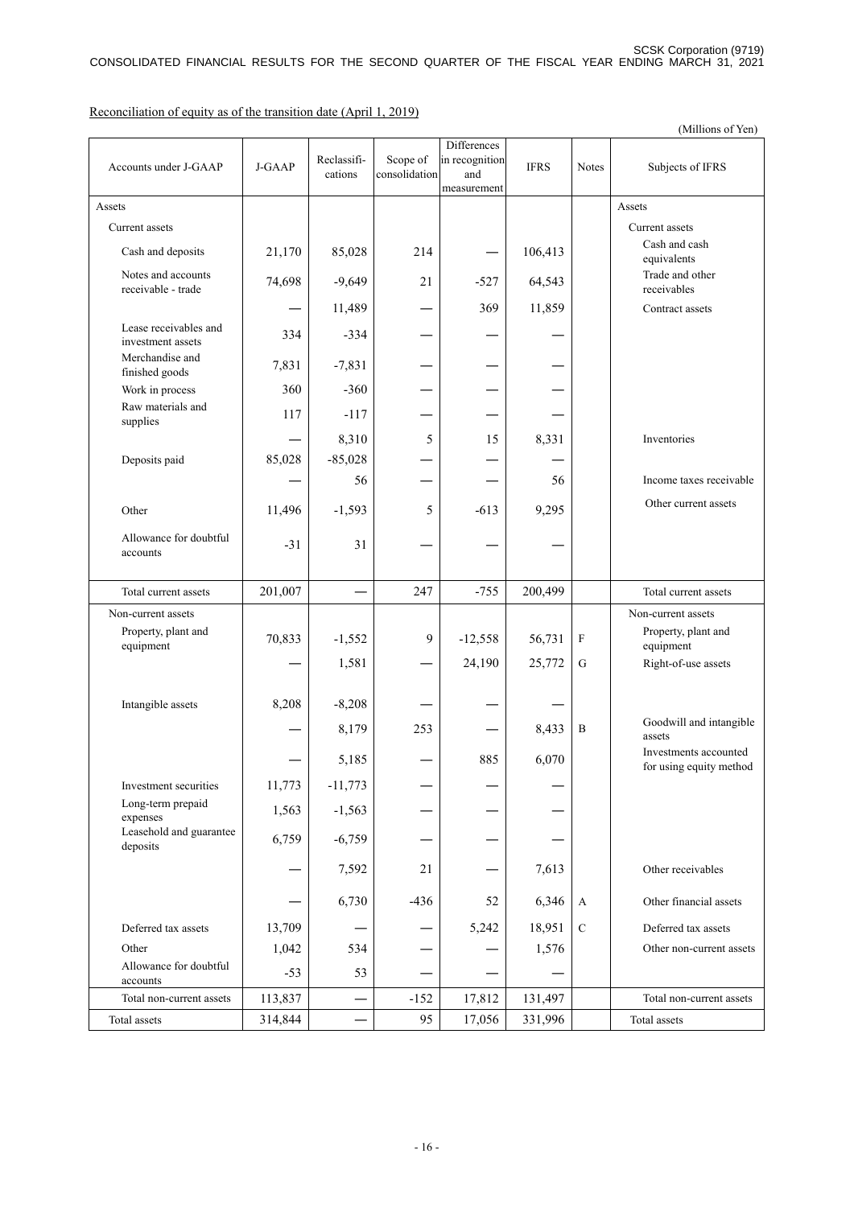Reconciliation of equity as of the transition date (April 1, 2019)

(Millions of Yen)

| Accounts under J-GAAP | J-GAAP | Reclassifi-cations | Scope of consolidation | Differences in recognition and measurement | IFRS | Notes | Subjects of IFRS |
|---|---|---|---|---|---|---|---|
| Assets | | | | | | | Assets |
| Current assets | | | | | | | Current assets |
| Cash and deposits | 21,170 | 85,028 | 214 | — | 106,413 | | Cash and cash equivalents |
| Notes and accounts receivable - trade | 74,698 | -9,649 | 21 | -527 | 64,543 | | Trade and other receivables |
| | — | 11,489 | — | 369 | 11,859 | | Contract assets |
| Lease receivables and investment assets | 334 | -334 | — | — | — | | |
| Merchandise and finished goods | 7,831 | -7,831 | — | — | — | | |
| Work in process | 360 | -360 | — | — | — | | |
| Raw materials and supplies | 117 | -117 | — | — | — | | |
| | — | 8,310 | 5 | 15 | 8,331 | | Inventories |
| Deposits paid | 85,028 | -85,028 | — | — | — | | |
| | — | 56 | — | — | 56 | | Income taxes receivable |
| Other | 11,496 | -1,593 | 5 | -613 | 9,295 | | Other current assets |
| Allowance for doubtful accounts | -31 | 31 | — | — | — | | |
| Total current assets | 201,007 | — | 247 | -755 | 200,499 | | Total current assets |
| Non-current assets | | | | | | | Non-current assets |
| Property, plant and equipment | 70,833 | -1,552 | 9 | -12,558 | 56,731 | F | Property, plant and equipment |
| | — | 1,581 | — | 24,190 | 25,772 | G | Right-of-use assets |
| Intangible assets | 8,208 | -8,208 | — | — | — | | |
| | — | 8,179 | 253 | — | 8,433 | B | Goodwill and intangible assets |
| | — | 5,185 | — | 885 | 6,070 | | Investments accounted for using equity method |
| Investment securities | 11,773 | -11,773 | — | — | — | | |
| Long-term prepaid expenses | 1,563 | -1,563 | — | — | — | | |
| Leasehold and guarantee deposits | 6,759 | -6,759 | — | — | — | | |
| | — | 7,592 | 21 | — | 7,613 | | Other receivables |
| | — | 6,730 | -436 | 52 | 6,346 | A | Other financial assets |
| Deferred tax assets | 13,709 | — | — | 5,242 | 18,951 | C | Deferred tax assets |
| Other | 1,042 | 534 | — | — | 1,576 | | Other non-current assets |
| Allowance for doubtful accounts | -53 | 53 | — | — | — | | |
| Total non-current assets | 113,837 | — | -152 | 17,812 | 131,497 | | Total non-current assets |
| Total assets | 314,844 | — | 95 | 17,056 | 331,996 | | Total assets |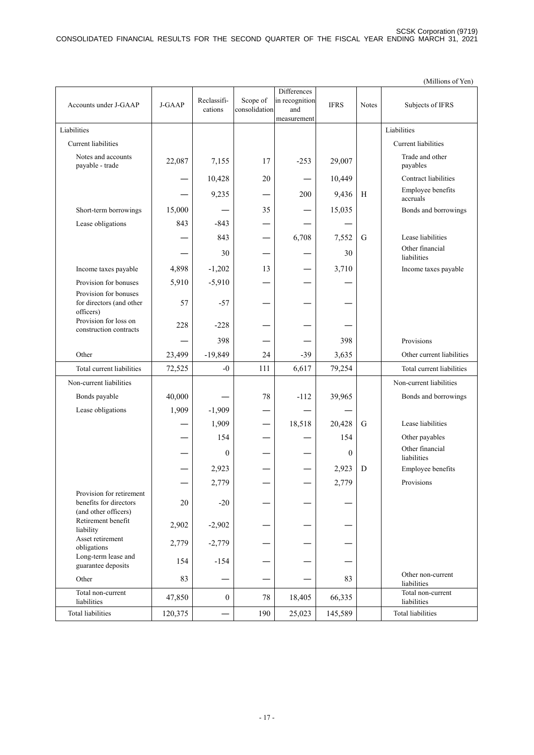(Millions of Yen)

| Accounts under J-GAAP | J-GAAP | Reclassifi-cations | Scope of consolidation | Differences in recognition and measurement | IFRS | Notes | Subjects of IFRS |
|---|---|---|---|---|---|---|---|
| Liabilities | | | | | | | Liabilities |
| Current liabilities | | | | | | | Current liabilities |
| Notes and accounts payable - trade | 22,087 | 7,155 | 17 | -253 | 29,007 | | Trade and other payables |
| | — | 10,428 | 20 | — | 10,449 | | Contract liabilities |
| | — | 9,235 | — | 200 | 9,436 | H | Employee benefits accruals |
| Short-term borrowings | 15,000 | — | 35 | — | 15,035 | | Bonds and borrowings |
| Lease obligations | 843 | -843 | — | — | — | | |
| | — | 843 | — | 6,708 | 7,552 | G | Lease liabilities |
| | — | 30 | — | — | 30 | | Other financial liabilities |
| Income taxes payable | 4,898 | -1,202 | 13 | — | 3,710 | | Income taxes payable |
| Provision for bonuses | 5,910 | -5,910 | — | — | — | | |
| Provision for bonuses for directors (and other officers) | 57 | -57 | — | — | — | | |
| Provision for loss on construction contracts | 228 | -228 | — | — | — | | |
| | — | 398 | — | — | 398 | | Provisions |
| Other | 23,499 | -19,849 | 24 | -39 | 3,635 | | Other current liabilities |
| Total current liabilities | 72,525 | -0 | 111 | 6,617 | 79,254 | | Total current liabilities |
| Non-current liabilities | | | | | | | Non-current liabilities |
| Bonds payable | 40,000 | — | 78 | -112 | 39,965 | | Bonds and borrowings |
| Lease obligations | 1,909 | -1,909 | — | — | — | | |
| | — | 1,909 | — | 18,518 | 20,428 | G | Lease liabilities |
| | — | 154 | — | — | 154 | | Other payables |
| | — | 0 | — | — | 0 | | Other financial liabilities |
| | — | 2,923 | — | — | 2,923 | D | Employee benefits |
| | — | 2,779 | — | — | 2,779 | | Provisions |
| Provision for retirement benefits for directors (and other officers) | 20 | -20 | — | — | — | | |
| Retirement benefit liability | 2,902 | -2,902 | — | — | — | | |
| Asset retirement obligations | 2,779 | -2,779 | — | — | — | | |
| Long-term lease and guarantee deposits | 154 | -154 | — | — | — | | |
| Other | 83 | — | — | — | 83 | | Other non-current liabilities |
| Total non-current liabilities | 47,850 | 0 | 78 | 18,405 | 66,335 | | Total non-current liabilities |
| Total liabilities | 120,375 | — | 190 | 25,023 | 145,589 | | Total liabilities |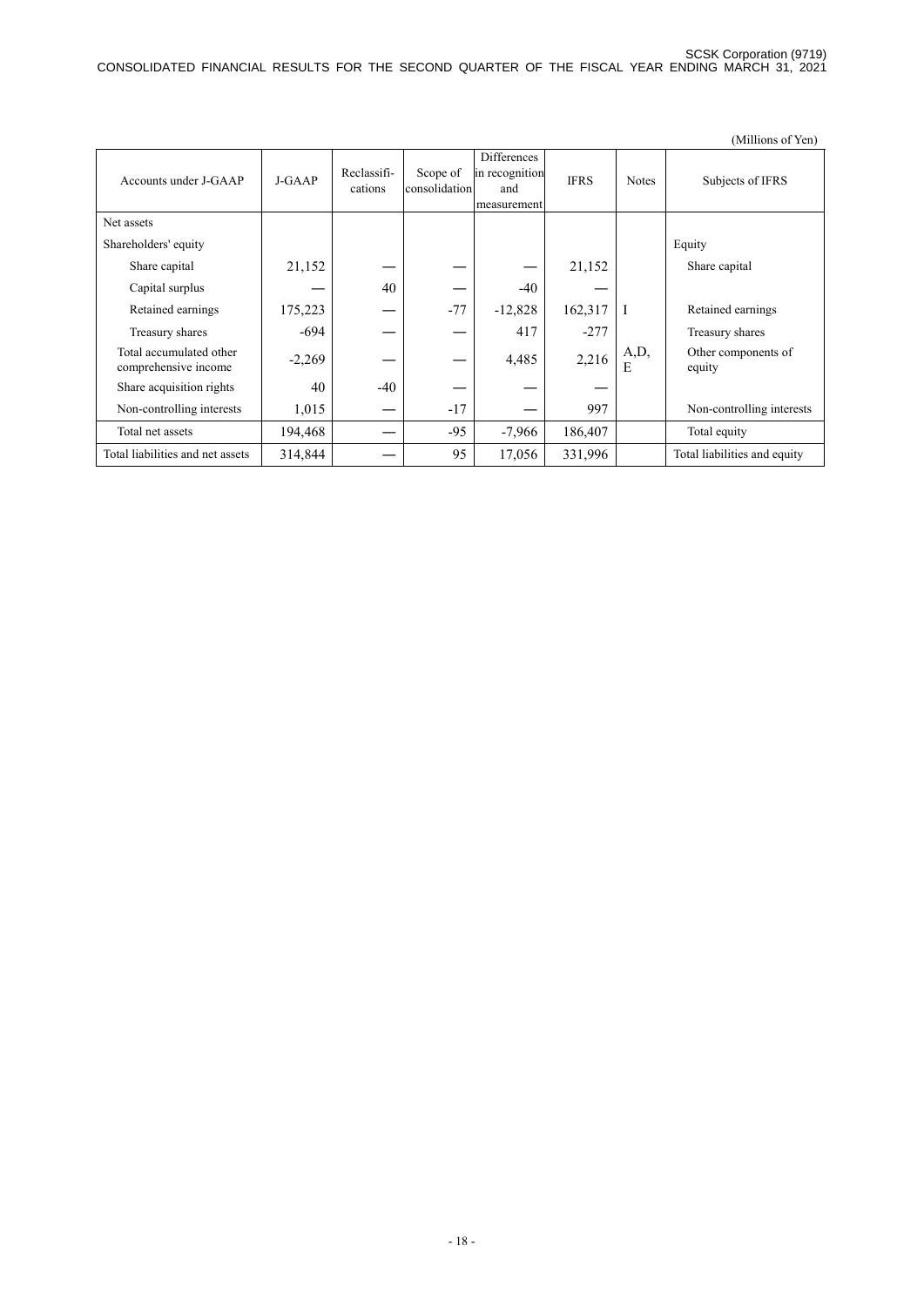(Millions of Yen)

| Accounts under J-GAAP | J-GAAP | Reclassifi-cations | Scope of consolidation | Differences in recognition and measurement | IFRS | Notes | Subjects of IFRS |
|---|---|---|---|---|---|---|---|
| Net assets | | | | | | | |
| Shareholders' equity | | | | | | | Equity |
| Share capital | 21,152 | — | — | — | 21,152 | | Share capital |
| Capital surplus | — | 40 | — | -40 | — | | |
| Retained earnings | 175,223 | — | -77 | -12,828 | 162,317 | I | Retained earnings |
| Treasury shares | -694 | — | — | 417 | -277 | | Treasury shares |
| Total accumulated other comprehensive income | -2,269 | — | — | 4,485 | 2,216 | A,D,E | Other components of equity |
| Share acquisition rights | 40 | -40 | — | — | — | | |
| Non-controlling interests | 1,015 | — | -17 | — | 997 | | Non-controlling interests |
| Total net assets | 194,468 | — | -95 | -7,966 | 186,407 | | Total equity |
| Total liabilities and net assets | 314,844 | — | 95 | 17,056 | 331,996 | | Total liabilities and equity |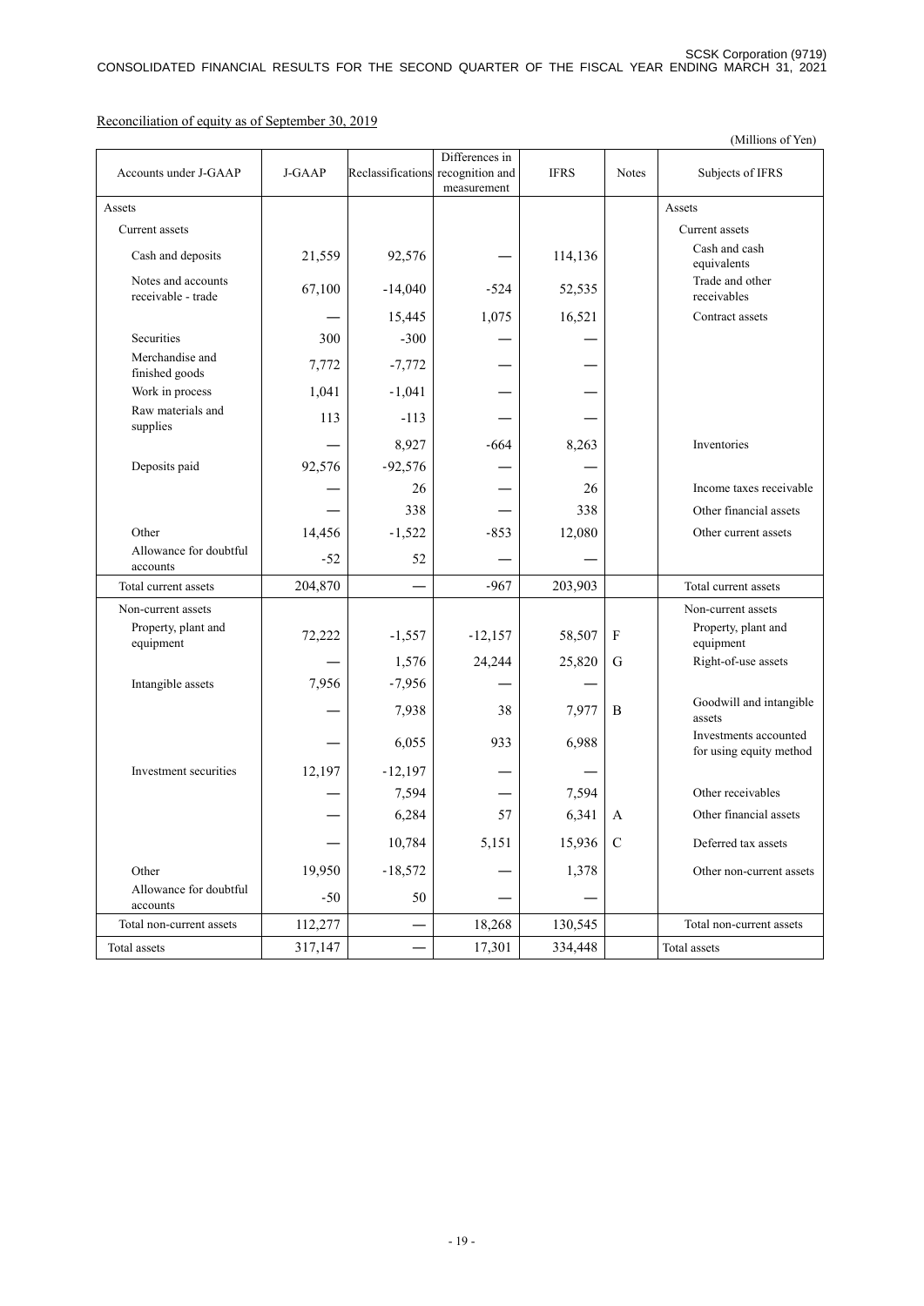Reconciliation of equity as of September 30, 2019

(Millions of Yen)

| Accounts under J-GAAP | J-GAAP | Reclassifications | Differences in recognition and measurement | IFRS | Notes | Subjects of IFRS |
|---|---|---|---|---|---|---|
| Assets | | | | | | Assets |
| Current assets | | | | | | Current assets |
| Cash and deposits | 21,559 | 92,576 | ― | 114,136 | | Cash and cash equivalents |
| Notes and accounts receivable - trade | 67,100 | -14,040 | -524 | 52,535 | | Trade and other receivables |
| | ― | 15,445 | 1,075 | 16,521 | | Contract assets |
| Securities | 300 | -300 | ― | ― | | |
| Merchandise and finished goods | 7,772 | -7,772 | ― | ― | | |
| Work in process | 1,041 | -1,041 | ― | ― | | |
| Raw materials and supplies | 113 | -113 | ― | ― | | |
| | ― | 8,927 | -664 | 8,263 | | Inventories |
| Deposits paid | 92,576 | -92,576 | ― | ― | | |
| | ― | 26 | ― | 26 | | Income taxes receivable |
| | ― | 338 | ― | 338 | | Other financial assets |
| Other | 14,456 | -1,522 | -853 | 12,080 | | Other current assets |
| Allowance for doubtful accounts | -52 | 52 | ― | ― | | |
| Total current assets | 204,870 | ― | -967 | 203,903 | | Total current assets |
| Non-current assets | | | | | | Non-current assets |
| Property, plant and equipment | 72,222 | -1,557 | -12,157 | 58,507 | F | Property, plant and equipment |
| | ― | 1,576 | 24,244 | 25,820 | G | Right-of-use assets |
| Intangible assets | 7,956 | -7,956 | ― | ― | | |
| | ― | 7,938 | 38 | 7,977 | B | Goodwill and intangible assets |
| | ― | 6,055 | 933 | 6,988 | | Investments accounted for using equity method |
| Investment securities | 12,197 | -12,197 | ― | ― | | |
| | ― | 7,594 | ― | 7,594 | | Other receivables |
| | ― | 6,284 | 57 | 6,341 | A | Other financial assets |
| | ― | 10,784 | 5,151 | 15,936 | C | Deferred tax assets |
| Other | 19,950 | -18,572 | ― | 1,378 | | Other non-current assets |
| Allowance for doubtful accounts | -50 | 50 | ― | ― | | |
| Total non-current assets | 112,277 | ― | 18,268 | 130,545 | | Total non-current assets |
| Total assets | 317,147 | ― | 17,301 | 334,448 | | Total assets |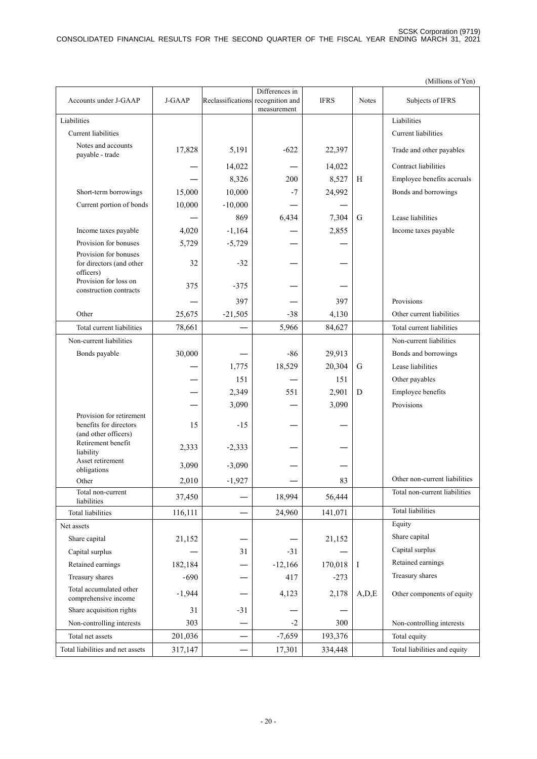(Millions of Yen)

| Accounts under J-GAAP | J-GAAP | Reclassifications | Differences in recognition and measurement | IFRS | Notes | Subjects of IFRS |
|---|---|---|---|---|---|---|
| Liabilities | | | | | | Liabilities |
| Current liabilities | | | | | | Current liabilities |
| Notes and accounts payable - trade | 17,828 | 5,191 | -622 | 22,397 | | Trade and other payables |
| | — | 14,022 | — | 14,022 | | Contract liabilities |
| | — | 8,326 | 200 | 8,527 | H | Employee benefits accruals |
| Short-term borrowings | 15,000 | 10,000 | -7 | 24,992 | | Bonds and borrowings |
| Current portion of bonds | 10,000 | -10,000 | — | — | | |
| | — | 869 | 6,434 | 7,304 | G | Lease liabilities |
| Income taxes payable | 4,020 | -1,164 | — | 2,855 | | Income taxes payable |
| Provision for bonuses | 5,729 | -5,729 | — | — | | |
| Provision for bonuses for directors (and other officers) | 32 | -32 | — | — | | |
| Provision for loss on construction contracts | 375 | -375 | — | — | | |
| | — | 397 | — | 397 | | Provisions |
| Other | 25,675 | -21,505 | -38 | 4,130 | | Other current liabilities |
| Total current liabilities | 78,661 | — | 5,966 | 84,627 | | Total current liabilities |
| Non-current liabilities | | | | | | Non-current liabilities |
| Bonds payable | 30,000 | — | -86 | 29,913 | | Bonds and borrowings |
| | — | 1,775 | 18,529 | 20,304 | G | Lease liabilities |
| | — | 151 | — | 151 | | Other payables |
| | — | 2,349 | 551 | 2,901 | D | Employee benefits |
| | — | 3,090 | — | 3,090 | | Provisions |
| Provision for retirement benefits for directors (and other officers) | 15 | -15 | — | — | | |
| Retirement benefit liability | 2,333 | -2,333 | — | — | | |
| Asset retirement obligations | 3,090 | -3,090 | — | — | | |
| Other | 2,010 | -1,927 | — | 83 | | Other non-current liabilities |
| Total non-current liabilities | 37,450 | — | 18,994 | 56,444 | | Total non-current liabilities |
| Total liabilities | 116,111 | — | 24,960 | 141,071 | | Total liabilities |
| Net assets | | | | | | Equity |
| Share capital | 21,152 | — | — | 21,152 | | Share capital |
| Capital surplus | — | 31 | -31 | — | | Capital surplus |
| Retained earnings | 182,184 | — | -12,166 | 170,018 | I | Retained earnings |
| Treasury shares | -690 | — | 417 | -273 | | Treasury shares |
| Total accumulated other comprehensive income | -1,944 | — | 4,123 | 2,178 | A,D,E | Other components of equity |
| Share acquisition rights | 31 | -31 | — | — | | |
| Non-controlling interests | 303 | — | -2 | 300 | | Non-controlling interests |
| Total net assets | 201,036 | — | -7,659 | 193,376 | | Total equity |
| Total liabilities and net assets | 317,147 | — | 17,301 | 334,448 | | Total liabilities and equity |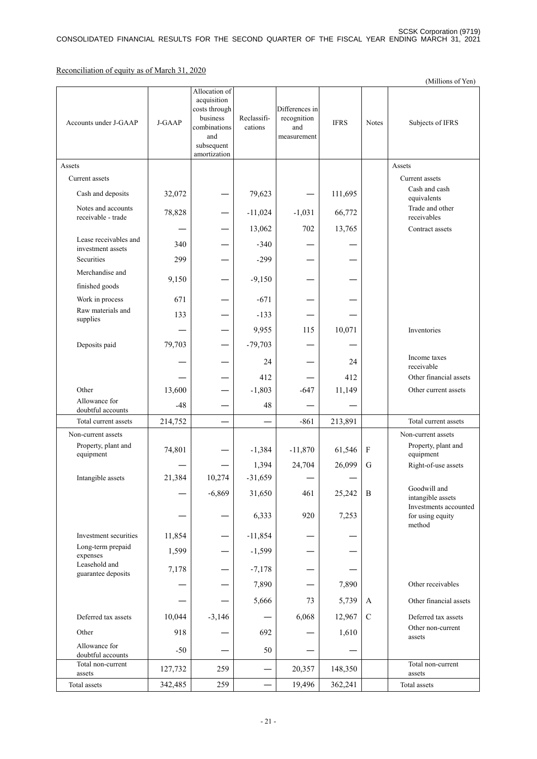Reconciliation of equity as of March 31, 2020

(Millions of Yen)

| Accounts under J-GAAP | J-GAAP | Allocation of acquisition costs through business combinations and subsequent amortization | Reclassifi-cations | Differences in recognition and measurement | IFRS | Notes | Subjects of IFRS |
|---|---|---|---|---|---|---|---|
| Assets | | | | | | | Assets |
| Current assets | | | | | | | Current assets |
| Cash and deposits | 32,072 | — | 79,623 | — | 111,695 | | Cash and cash equivalents |
| Notes and accounts receivable - trade | 78,828 | — | -11,024 | -1,031 | 66,772 | | Trade and other receivables |
| | — | — | 13,062 | 702 | 13,765 | | Contract assets |
| Lease receivables and investment assets | 340 | — | -340 | — | — | | |
| Securities | 299 | — | -299 | — | — | | |
| Merchandise and finished goods | 9,150 | — | -9,150 | — | — | | |
| Work in process | 671 | — | -671 | — | — | | |
| Raw materials and supplies | 133 | — | -133 | — | — | | |
| | — | — | 9,955 | 115 | 10,071 | | Inventories |
| Deposits paid | 79,703 | — | -79,703 | — | — | | |
| | — | — | 24 | — | 24 | | Income taxes receivable |
| | — | — | 412 | — | 412 | | Other financial assets |
| Other | 13,600 | — | -1,803 | -647 | 11,149 | | Other current assets |
| Allowance for doubtful accounts | -48 | — | 48 | — | — | | |
| Total current assets | 214,752 | — | — | -861 | 213,891 | | Total current assets |
| Non-current assets | | | | | | | Non-current assets |
| Property, plant and equipment | 74,801 | — | -1,384 | -11,870 | 61,546 | F | Property, plant and equipment |
| | — | — | 1,394 | 24,704 | 26,099 | G | Right-of-use assets |
| Intangible assets | 21,384 | 10,274 | -31,659 | — | — | | |
| | — | -6,869 | 31,650 | 461 | 25,242 | B | Goodwill and intangible assets |
| | — | — | 6,333 | 920 | 7,253 | | Investments accounted for using equity method |
| Investment securities | 11,854 | — | -11,854 | — | — | | |
| Long-term prepaid expenses | 1,599 | — | -1,599 | — | — | | |
| Leasehold and guarantee deposits | 7,178 | — | -7,178 | — | — | | |
| | — | — | 7,890 | — | 7,890 | | Other receivables |
| | — | — | 5,666 | 73 | 5,739 | A | Other financial assets |
| Deferred tax assets | 10,044 | -3,146 | — | 6,068 | 12,967 | C | Deferred tax assets |
| Other | 918 | — | 692 | — | 1,610 | | Other non-current assets |
| Allowance for doubtful accounts | -50 | — | 50 | — | — | | |
| Total non-current assets | 127,732 | 259 | — | 20,357 | 148,350 | | Total non-current assets |
| Total assets | 342,485 | 259 | — | 19,496 | 362,241 | | Total assets |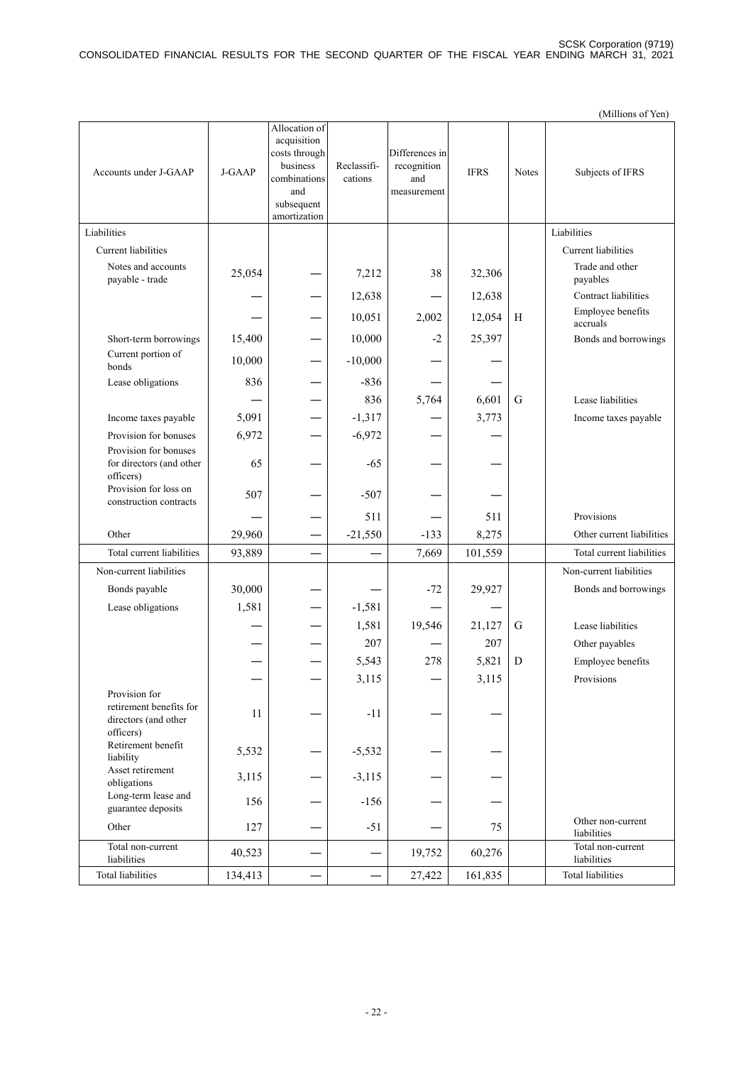(Millions of Yen)

| Accounts under J-GAAP | J-GAAP | Allocation of acquisition costs through business combinations and subsequent amortization | Reclassifi-cations | Differences in recognition and measurement | IFRS | Notes | Subjects of IFRS |
|---|---|---|---|---|---|---|---|
| Liabilities | | | | | | | Liabilities |
| Current liabilities | | | | | | | Current liabilities |
| Notes and accounts payable - trade | 25,054 | — | 7,212 | 38 | 32,306 | | Trade and other payables |
| | — | — | 12,638 | — | 12,638 | | Contract liabilities |
| | — | — | 10,051 | 2,002 | 12,054 | H | Employee benefits accruals |
| Short-term borrowings | 15,400 | — | 10,000 | -2 | 25,397 | | Bonds and borrowings |
| Current portion of bonds | 10,000 | — | -10,000 | — | — | | |
| Lease obligations | 836 | — | -836 | — | — | | |
| | — | — | 836 | 5,764 | 6,601 | G | Lease liabilities |
| Income taxes payable | 5,091 | — | -1,317 | — | 3,773 | | Income taxes payable |
| Provision for bonuses | 6,972 | — | -6,972 | — | — | | |
| Provision for bonuses for directors (and other officers) | 65 | — | -65 | — | — | | |
| Provision for loss on construction contracts | 507 | — | -507 | — | — | | |
| | — | — | 511 | — | 511 | | Provisions |
| Other | 29,960 | — | -21,550 | -133 | 8,275 | | Other current liabilities |
| Total current liabilities | 93,889 | — | — | 7,669 | 101,559 | | Total current liabilities |
| Non-current liabilities | | | | | | | Non-current liabilities |
| Bonds payable | 30,000 | — | — | -72 | 29,927 | | Bonds and borrowings |
| Lease obligations | 1,581 | — | -1,581 | — | — | | |
| | — | — | 1,581 | 19,546 | 21,127 | G | Lease liabilities |
| | — | — | 207 | — | 207 | | Other payables |
| | — | — | 5,543 | 278 | 5,821 | D | Employee benefits |
| | — | — | 3,115 | — | 3,115 | | Provisions |
| Provision for retirement benefits for directors (and other officers) | 11 | — | -11 | — | — | | |
| Retirement benefit liability | 5,532 | — | -5,532 | — | — | | |
| Asset retirement obligations | 3,115 | — | -3,115 | — | — | | |
| Long-term lease and guarantee deposits | 156 | — | -156 | — | — | | |
| Other | 127 | — | -51 | — | 75 | | Other non-current liabilities |
| Total non-current liabilities | 40,523 | — | — | 19,752 | 60,276 | | Total non-current liabilities |
| Total liabilities | 134,413 | — | — | 27,422 | 161,835 | | Total liabilities |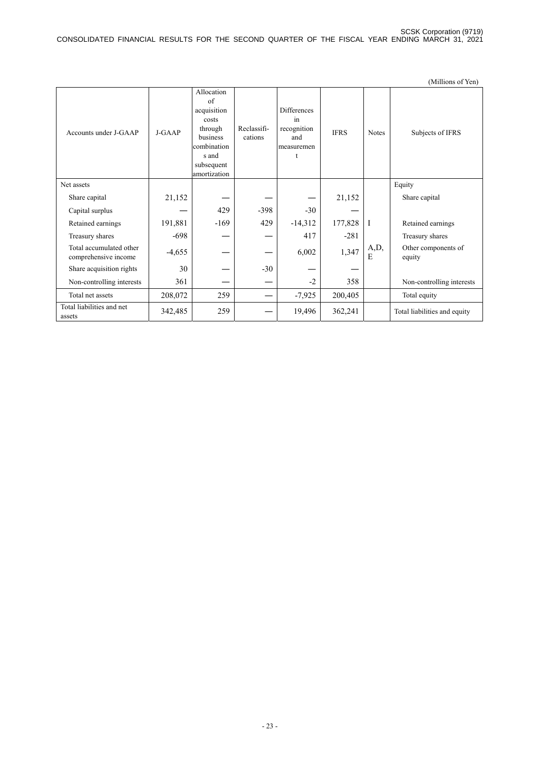(Millions of Yen)

| Accounts under J-GAAP | J-GAAP | Allocation of acquisition costs through business combinations and subsequent amortization | Reclassifi-cations | Differences in recognition and measurement | IFRS | Notes | Subjects of IFRS |
|---|---|---|---|---|---|---|---|
| Net assets | | | | | | | Equity |
| Share capital | 21,152 | — | — | — | 21,152 | | Share capital |
| Capital surplus | — | 429 | -398 | -30 | — | | |
| Retained earnings | 191,881 | -169 | 429 | -14,312 | 177,828 | I | Retained earnings |
| Treasury shares | -698 | — | — | 417 | -281 | | Treasury shares |
| Total accumulated other comprehensive income | -4,655 | — | — | 6,002 | 1,347 | A,D, E | Other components of equity |
| Share acquisition rights | 30 | — | -30 | — | — | | |
| Non-controlling interests | 361 | — | — | -2 | 358 | | Non-controlling interests |
| Total net assets | 208,072 | 259 | — | -7,925 | 200,405 | | Total equity |
| Total liabilities and net assets | 342,485 | 259 | — | 19,496 | 362,241 | | Total liabilities and equity |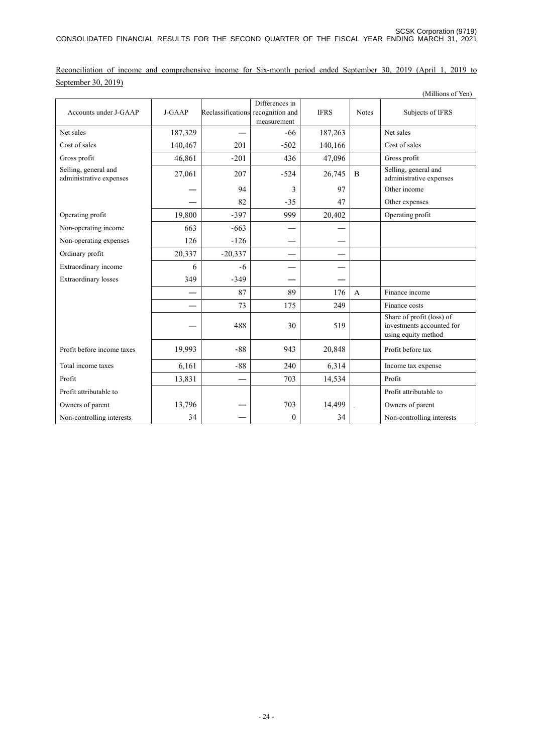Reconciliation of income and comprehensive income for Six-month period ended September 30, 2019 (April 1, 2019 to September 30, 2019)

(Millions of Yen)

| Accounts under J-GAAP | J-GAAP | Reclassifications | Differences in recognition and measurement | IFRS | Notes | Subjects of IFRS |
|---|---|---|---|---|---|---|
| Net sales | 187,329 | — | -66 | 187,263 | | Net sales |
| Cost of sales | 140,467 | 201 | -502 | 140,166 | | Cost of sales |
| Gross profit | 46,861 | -201 | 436 | 47,096 | | Gross profit |
| Selling, general and administrative expenses | 27,061 | 207 | -524 | 26,745 | B | Selling, general and administrative expenses |
| | — | 94 | 3 | 97 | | Other income |
| | — | 82 | -35 | 47 | | Other expenses |
| Operating profit | 19,800 | -397 | 999 | 20,402 | | Operating profit |
| Non-operating income | 663 | -663 | — | — | | |
| Non-operating expenses | 126 | -126 | — | — | | |
| Ordinary profit | 20,337 | -20,337 | — | — | | |
| Extraordinary income | 6 | -6 | — | — | | |
| Extraordinary losses | 349 | -349 | — | — | | |
| | — | 87 | 89 | 176 | A | Finance income |
| | — | 73 | 175 | 249 | | Finance costs |
| | — | 488 | 30 | 519 | | Share of profit (loss) of investments accounted for using equity method |
| Profit before income taxes | 19,993 | -88 | 943 | 20,848 | | Profit before tax |
| Total income taxes | 6,161 | -88 | 240 | 6,314 | | Income tax expense |
| Profit | 13,831 | — | 703 | 14,534 | | Profit |
| Profit attributable to | | | | | | Profit attributable to |
| Owners of parent | 13,796 | — | 703 | 14,499 | | Owners of parent |
| Non-controlling interests | 34 | — | 0 | 34 | | Non-controlling interests |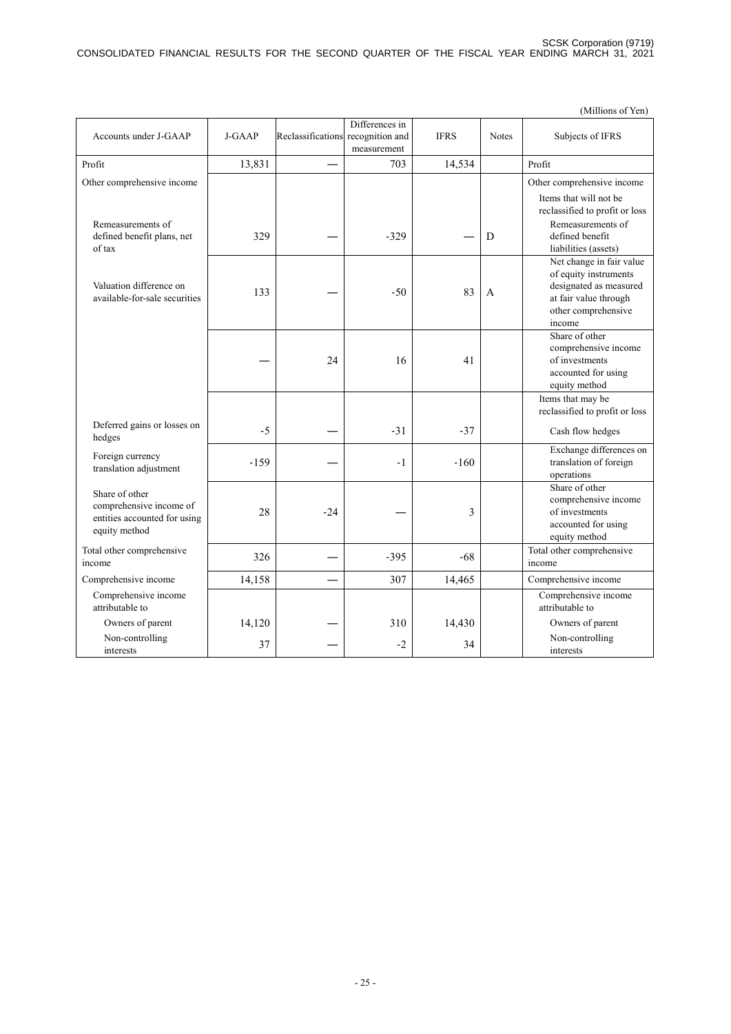(Millions of Yen)

| Accounts under J-GAAP | J-GAAP | Reclassifications | Differences in recognition and measurement | IFRS | Notes | Subjects of IFRS |
|---|---|---|---|---|---|---|
| Profit | 13,831 | — | 703 | 14,534 | | Profit |
| Other comprehensive income | | | | | | Other comprehensive income |
| | | | | | | Items that will not be reclassified to profit or loss |
| Remeasurements of defined benefit plans, net of tax | 329 | — | -329 | — | D | Remeasurements of defined benefit liabilities (assets) |
| Valuation difference on available-for-sale securities | 133 | — | -50 | 83 | A | Net change in fair value of equity instruments designated as measured at fair value through other comprehensive income |
| | — | 24 | 16 | 41 | | Share of other comprehensive income of investments accounted for using equity method |
| | | | | | | Items that may be reclassified to profit or loss |
| Deferred gains or losses on hedges | -5 | — | -31 | -37 | | Cash flow hedges |
| Foreign currency translation adjustment | -159 | — | -1 | -160 | | Exchange differences on translation of foreign operations |
| Share of other comprehensive income of entities accounted for using equity method | 28 | -24 | — | 3 | | Share of other comprehensive income of investments accounted for using equity method |
| Total other comprehensive income | 326 | — | -395 | -68 | | Total other comprehensive income |
| Comprehensive income | 14,158 | — | 307 | 14,465 | | Comprehensive income |
| Comprehensive income attributable to | | | | | | Comprehensive income attributable to |
| Owners of parent | 14,120 | — | 310 | 14,430 | | Owners of parent |
| Non-controlling interests | 37 | — | -2 | 34 | | Non-controlling interests |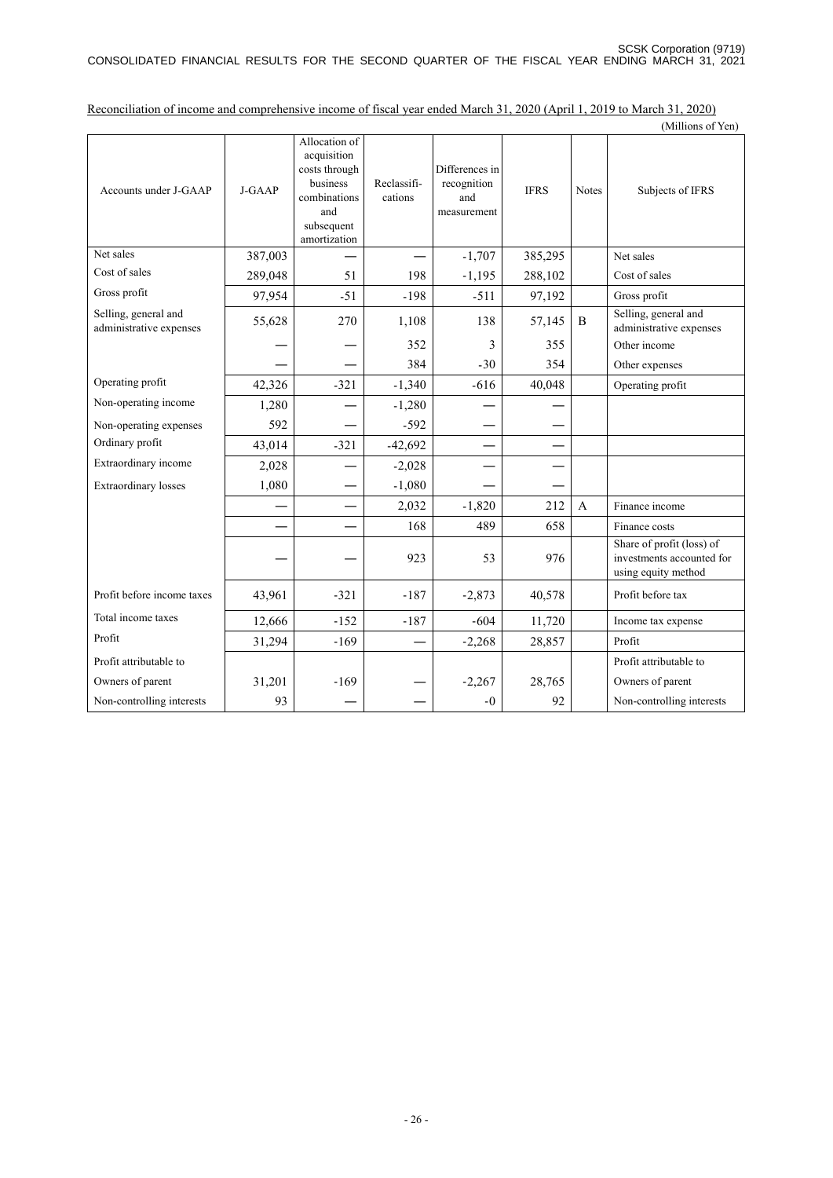Reconciliation of income and comprehensive income of fiscal year ended March 31, 2020 (April 1, 2019 to March 31, 2020)

(Millions of Yen)

| Accounts under J-GAAP | J-GAAP | Allocation of acquisition costs through business combinations and subsequent amortization | Reclassifi-cations | Differences in recognition and measurement | IFRS | Notes | Subjects of IFRS |
|---|---|---|---|---|---|---|---|
| Net sales | 387,003 | — | — | -1,707 | 385,295 | | Net sales |
| Cost of sales | 289,048 | 51 | 198 | -1,195 | 288,102 | | Cost of sales |
| Gross profit | 97,954 | -51 | -198 | -511 | 97,192 | | Gross profit |
| Selling, general and administrative expenses | 55,628 | 270 | 1,108 | 138 | 57,145 | B | Selling, general and administrative expenses |
| | — | — | 352 | 3 | 355 | | Other income |
| | — | — | 384 | -30 | 354 | | Other expenses |
| Operating profit | 42,326 | -321 | -1,340 | -616 | 40,048 | | Operating profit |
| Non-operating income | 1,280 | — | -1,280 | — | — | | |
| Non-operating expenses | 592 | — | -592 | — | — | | |
| Ordinary profit | 43,014 | -321 | -42,692 | — | — | | |
| Extraordinary income | 2,028 | — | -2,028 | — | — | | |
| Extraordinary losses | 1,080 | — | -1,080 | — | — | | |
| | — | — | 2,032 | -1,820 | 212 | A | Finance income |
| | — | — | 168 | 489 | 658 | | Finance costs |
| | — | — | 923 | 53 | 976 | | Share of profit (loss) of investments accounted for using equity method |
| Profit before income taxes | 43,961 | -321 | -187 | -2,873 | 40,578 | | Profit before tax |
| Total income taxes | 12,666 | -152 | -187 | -604 | 11,720 | | Income tax expense |
| Profit | 31,294 | -169 | — | -2,268 | 28,857 | | Profit |
| Profit attributable to | | | | | | | Profit attributable to |
| Owners of parent | 31,201 | -169 | — | -2,267 | 28,765 | | Owners of parent |
| Non-controlling interests | 93 | — | — | -0 | 92 | | Non-controlling interests |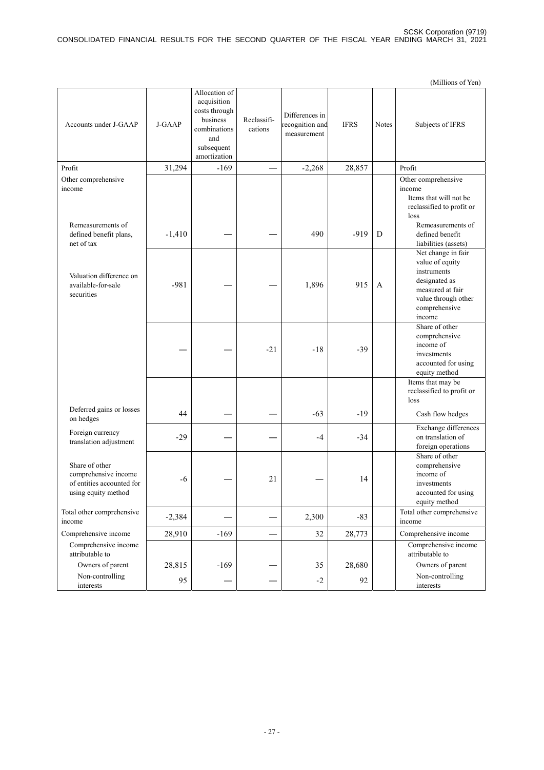(Millions of Yen)

| Accounts under J-GAAP | J-GAAP | Allocation of acquisition costs through business combinations and subsequent amortization | Reclassifi-cations | Differences in recognition and measurement | IFRS | Notes | Subjects of IFRS |
|---|---|---|---|---|---|---|---|
| Profit | 31,294 | -169 | ― | -2,268 | 28,857 | | Profit |
| Other comprehensive income | | | | | | | Other comprehensive income<br>Items that will not be reclassified to profit or loss |
| Remeasurements of defined benefit plans, net of tax | -1,410 | ― | ― | 490 | -919 | D | Remeasurements of defined benefit liabilities (assets) |
| Valuation difference on available-for-sale securities | -981 | ― | ― | 1,896 | 915 | A | Net change in fair value of equity instruments designated as measured at fair value through other comprehensive income |
| | ― | ― | -21 | -18 | -39 | | Share of other comprehensive income of investments accounted for using equity method |
| | | | | | | | Items that may be reclassified to profit or loss |
| Deferred gains or losses on hedges | 44 | ― | ― | -63 | -19 | | Cash flow hedges |
| Foreign currency translation adjustment | -29 | ― | ― | -4 | -34 | | Exchange differences on translation of foreign operations |
| Share of other comprehensive income of entities accounted for using equity method | -6 | ― | 21 | ― | 14 | | Share of other comprehensive income of investments accounted for using equity method |
| Total other comprehensive income | -2,384 | ― | ― | 2,300 | -83 | | Total other comprehensive income |
| Comprehensive income | 28,910 | -169 | ― | 32 | 28,773 | | Comprehensive income |
| Comprehensive income attributable to | | | | | | | Comprehensive income attributable to |
| Owners of parent | 28,815 | -169 | ― | 35 | 28,680 | | Owners of parent |
| Non-controlling interests | 95 | ― | ― | -2 | 92 | | Non-controlling interests |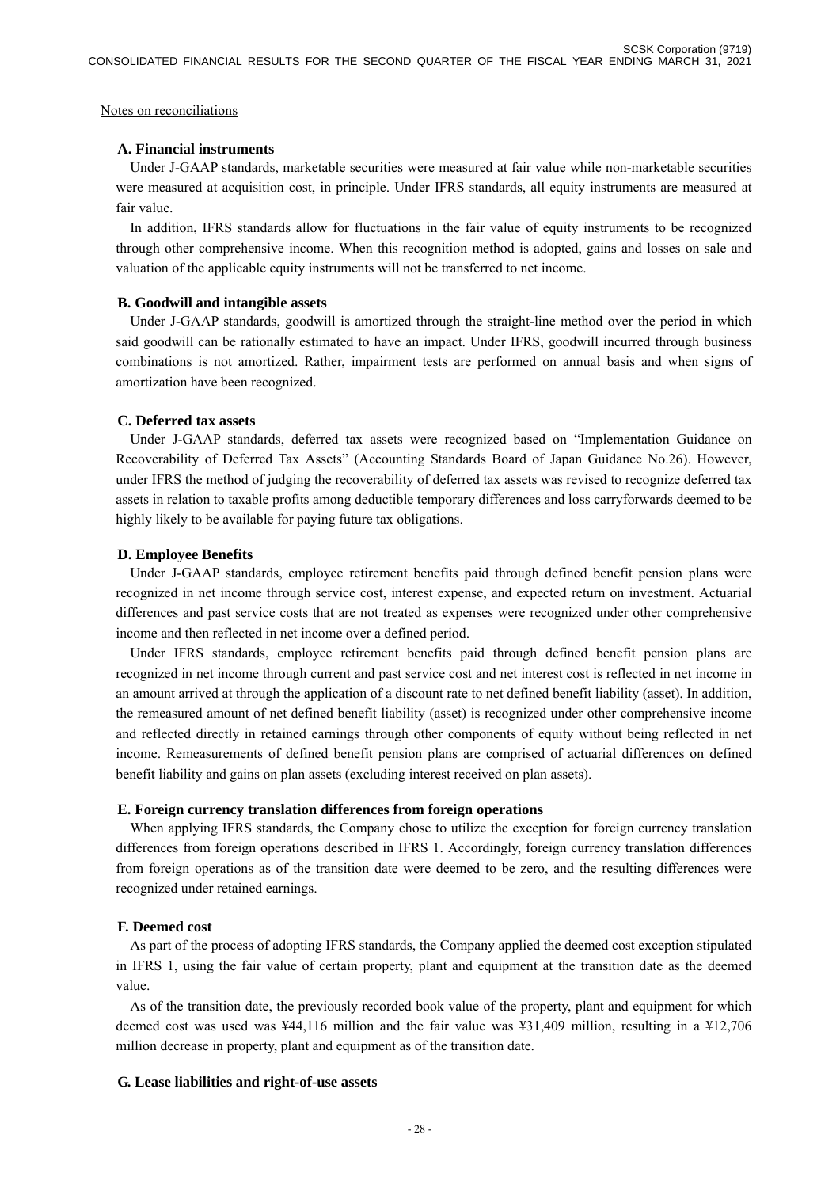Notes on reconciliations

### A. Financial instruments

Under J-GAAP standards, marketable securities were measured at fair value while non-marketable securities were measured at acquisition cost, in principle. Under IFRS standards, all equity instruments are measured at fair value.

In addition, IFRS standards allow for fluctuations in the fair value of equity instruments to be recognized through other comprehensive income. When this recognition method is adopted, gains and losses on sale and valuation of the applicable equity instruments will not be transferred to net income.

### B. Goodwill and intangible assets

Under J-GAAP standards, goodwill is amortized through the straight-line method over the period in which said goodwill can be rationally estimated to have an impact. Under IFRS, goodwill incurred through business combinations is not amortized. Rather, impairment tests are performed on annual basis and when signs of amortization have been recognized.

### C. Deferred tax assets

Under J-GAAP standards, deferred tax assets were recognized based on "Implementation Guidance on Recoverability of Deferred Tax Assets" (Accounting Standards Board of Japan Guidance No.26). However, under IFRS the method of judging the recoverability of deferred tax assets was revised to recognize deferred tax assets in relation to taxable profits among deductible temporary differences and loss carryforwards deemed to be highly likely to be available for paying future tax obligations.

### D. Employee Benefits

Under J-GAAP standards, employee retirement benefits paid through defined benefit pension plans were recognized in net income through service cost, interest expense, and expected return on investment. Actuarial differences and past service costs that are not treated as expenses were recognized under other comprehensive income and then reflected in net income over a defined period.

Under IFRS standards, employee retirement benefits paid through defined benefit pension plans are recognized in net income through current and past service cost and net interest cost is reflected in net income in an amount arrived at through the application of a discount rate to net defined benefit liability (asset). In addition, the remeasured amount of net defined benefit liability (asset) is recognized under other comprehensive income and reflected directly in retained earnings through other components of equity without being reflected in net income. Remeasurements of defined benefit pension plans are comprised of actuarial differences on defined benefit liability and gains on plan assets (excluding interest received on plan assets).

### E. Foreign currency translation differences from foreign operations

When applying IFRS standards, the Company chose to utilize the exception for foreign currency translation differences from foreign operations described in IFRS 1. Accordingly, foreign currency translation differences from foreign operations as of the transition date were deemed to be zero, and the resulting differences were recognized under retained earnings.

### F. Deemed cost

As part of the process of adopting IFRS standards, the Company applied the deemed cost exception stipulated in IFRS 1, using the fair value of certain property, plant and equipment at the transition date as the deemed value.

As of the transition date, the previously recorded book value of the property, plant and equipment for which deemed cost was used was ¥44,116 million and the fair value was ¥31,409 million, resulting in a ¥12,706 million decrease in property, plant and equipment as of the transition date.

### G. Lease liabilities and right-of-use assets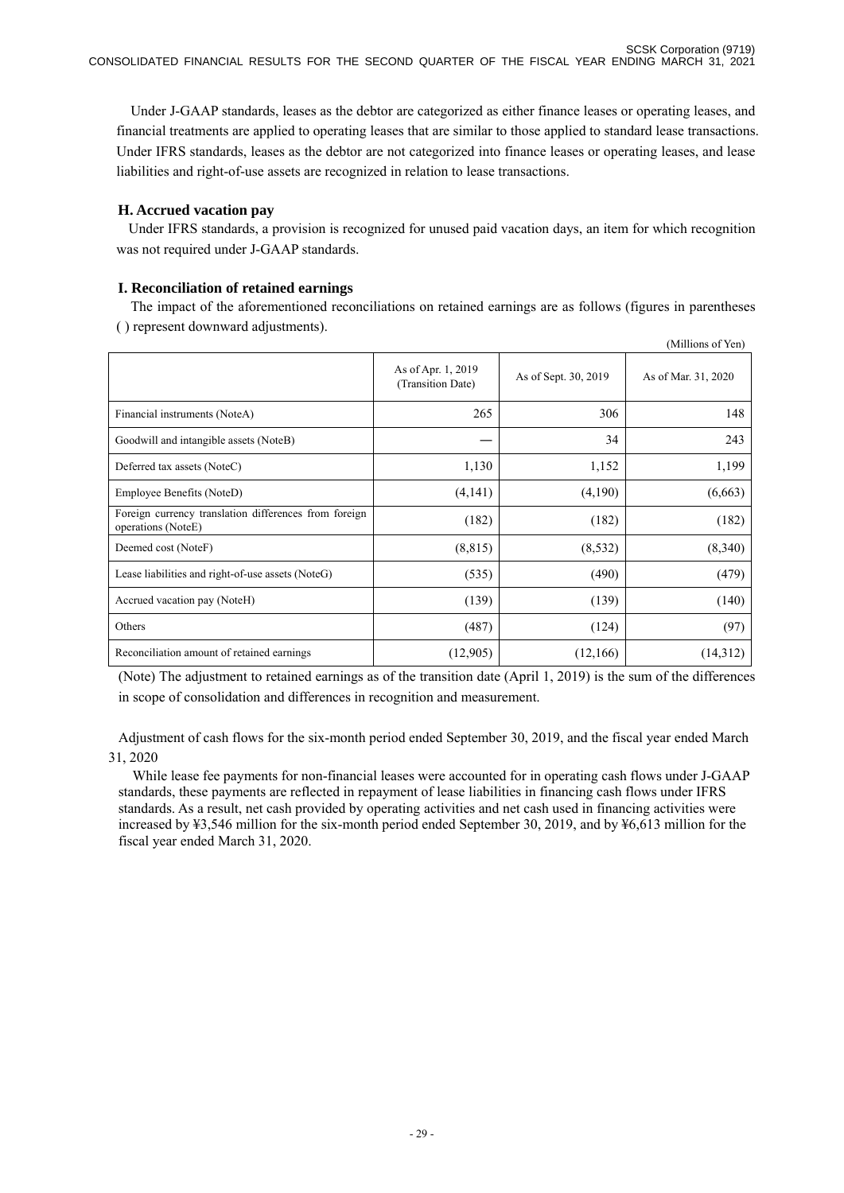Under J-GAAP standards, leases as the debtor are categorized as either finance leases or operating leases, and financial treatments are applied to operating leases that are similar to those applied to standard lease transactions. Under IFRS standards, leases as the debtor are not categorized into finance leases or operating leases, and lease liabilities and right-of-use assets are recognized in relation to lease transactions.

### H. Accrued vacation pay

Under IFRS standards, a provision is recognized for unused paid vacation days, an item for which recognition was not required under J-GAAP standards.

### I. Reconciliation of retained earnings

The impact of the aforementioned reconciliations on retained earnings are as follows (figures in parentheses ( ) represent downward adjustments).

(Millions of Yen)

| | As of Apr. 1, 2019 (Transition Date) | As of Sept. 30, 2019 | As of Mar. 31, 2020 |
|---|---|---|---|
| Financial instruments (NoteA) | 265 | 306 | 148 |
| Goodwill and intangible assets (NoteB) | — | 34 | 243 |
| Deferred tax assets (NoteC) | 1,130 | 1,152 | 1,199 |
| Employee Benefits (NoteD) | (4,141) | (4,190) | (6,663) |
| Foreign currency translation differences from foreign operations (NoteE) | (182) | (182) | (182) |
| Deemed cost (NoteF) | (8,815) | (8,532) | (8,340) |
| Lease liabilities and right-of-use assets (NoteG) | (535) | (490) | (479) |
| Accrued vacation pay (NoteH) | (139) | (139) | (140) |
| Others | (487) | (124) | (97) |
| Reconciliation amount of retained earnings | (12,905) | (12,166) | (14,312) |

(Note) The adjustment to retained earnings as of the transition date (April 1, 2019) is the sum of the differences in scope of consolidation and differences in recognition and measurement.

Adjustment of cash flows for the six-month period ended September 30, 2019, and the fiscal year ended March 31, 2020

While lease fee payments for non-financial leases were accounted for in operating cash flows under J-GAAP standards, these payments are reflected in repayment of lease liabilities in financing cash flows under IFRS standards. As a result, net cash provided by operating activities and net cash used in financing activities were increased by ¥3,546 million for the six-month period ended September 30, 2019, and by ¥6,613 million for the fiscal year ended March 31, 2020.